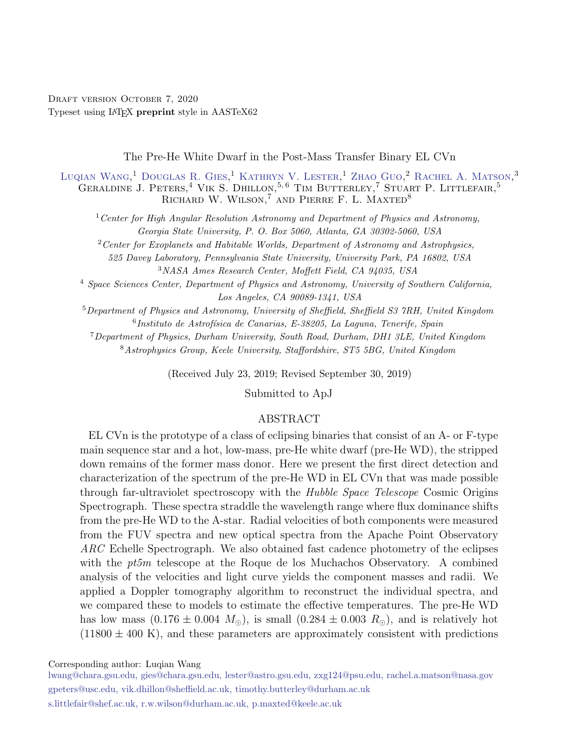Draft version October 7, 2020
Typeset using LaTeX **preprint** style in AASTeX62

# The Pre-He White Dwarf in the Post-Mass Transfer Binary EL CVn

Luqian Wang,[1] Douglas R. Gies,[1] Kathryn V. Lester,[1] Zhao Guo,[2] Rachel A. Matson,[3] Geraldine J. Peters,[4] Vik S. Dhillon,[5,6] Tim Butterley,[7] Stuart P. Littlefair,[5] Richard W. Wilson,[7] and Pierre F. L. Maxted[8]

[1] *Center for High Angular Resolution Astronomy and Department of Physics and Astronomy, Georgia State University, P. O. Box 5060, Atlanta, GA 30302-5060, USA*

[2] *Center for Exoplanets and Habitable Worlds, Department of Astronomy and Astrophysics, 525 Davey Laboratory, Pennsylvania State University, University Park, PA 16802, USA*

[3] *NASA Ames Research Center, Moffett Field, CA 94035, USA*

[4] *Space Sciences Center, Department of Physics and Astronomy, University of Southern California, Los Angeles, CA 90089-1341, USA*

[5] *Department of Physics and Astronomy, University of Sheffield, Sheffield S3 7RH, United Kingdom*

[6] *Instituto de Astrofísica de Canarias, E-38205, La Laguna, Tenerife, Spain*

[7] *Department of Physics, Durham University, South Road, Durham, DH1 3LE, United Kingdom*

[8] *Astrophysics Group, Keele University, Staffordshire, ST5 5BG, United Kingdom*

(Received July 23, 2019; Revised September 30, 2019)

Submitted to ApJ

## ABSTRACT

EL CVn is the prototype of a class of eclipsing binaries that consist of an A- or F-type main sequence star and a hot, low-mass, pre-He white dwarf (pre-He WD), the stripped down remains of the former mass donor. Here we present the first direct detection and characterization of the spectrum of the pre-He WD in EL CVn that was made possible through far-ultraviolet spectroscopy with the *Hubble Space Telescope* Cosmic Origins Spectrograph. These spectra straddle the wavelength range where flux dominance shifts from the pre-He WD to the A-star. Radial velocities of both components were measured from the FUV spectra and new optical spectra from the Apache Point Observatory *ARC* Echelle Spectrograph. We also obtained fast cadence photometry of the eclipses with the *pt5m* telescope at the Roque de los Muchachos Observatory. A combined analysis of the velocities and light curve yields the component masses and radii. We applied a Doppler tomography algorithm to reconstruct the individual spectra, and we compared these to models to estimate the effective temperatures. The pre-He WD has low mass ($0.176 \pm 0.004$ $M_\odot$), is small ($0.284 \pm 0.003$ $R_\odot$), and is relatively hot ($11800 \pm 400$ K), and these parameters are approximately consistent with predictions

Corresponding author: Luqian Wang
lwang@chara.gsu.edu, gies@chara.gsu.edu, lester@astro.gsu.edu, zxg124@psu.edu, rachel.a.matson@nasa.gov
gpeters@usc.edu, vik.dhillon@sheffield.ac.uk, timothy.butterley@durham.ac.uk
s.littlefair@shef.ac.uk, r.w.wilson@durham.ac.uk, p.maxted@keele.ac.uk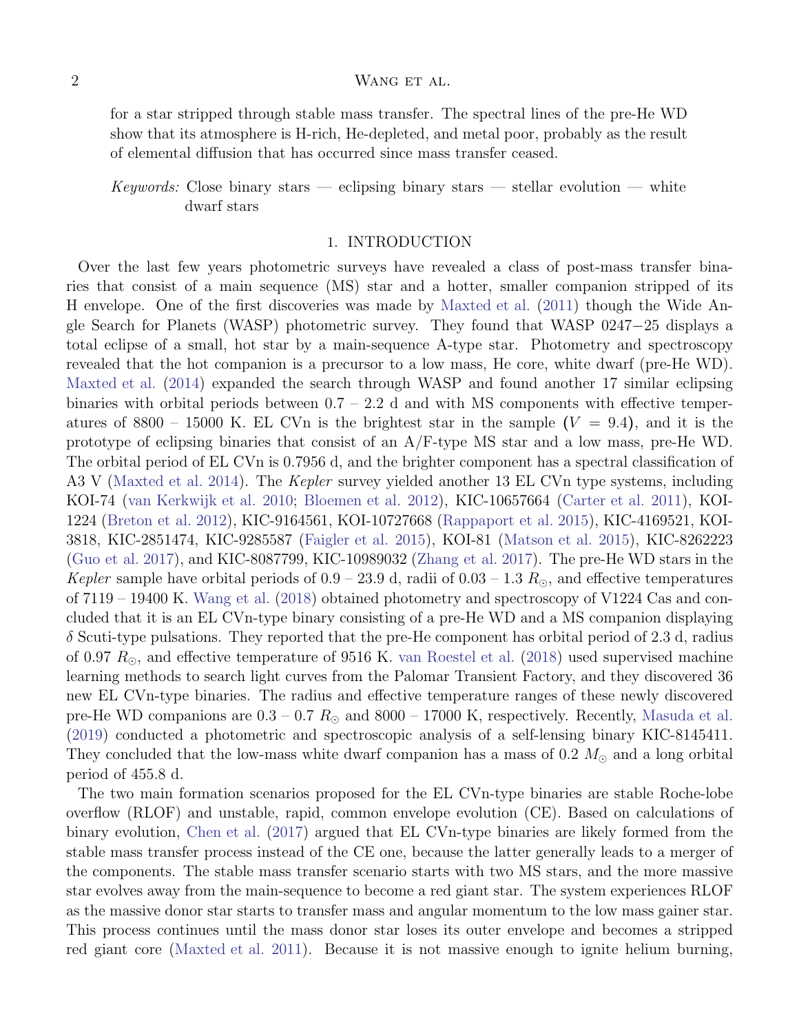for a star stripped through stable mass transfer. The spectral lines of the pre-He WD show that its atmosphere is H-rich, He-depleted, and metal poor, probably as the result of elemental diffusion that has occurred since mass transfer ceased.

*Keywords:* Close binary stars — eclipsing binary stars — stellar evolution — white dwarf stars

## 1. INTRODUCTION

Over the last few years photometric surveys have revealed a class of post-mass transfer binaries that consist of a main sequence (MS) star and a hotter, smaller companion stripped of its H envelope. One of the first discoveries was made by Maxted et al. (2011) though the Wide Angle Search for Planets (WASP) photometric survey. They found that WASP 0247−25 displays a total eclipse of a small, hot star by a main-sequence A-type star. Photometry and spectroscopy revealed that the hot companion is a precursor to a low mass, He core, white dwarf (pre-He WD). Maxted et al. (2014) expanded the search through WASP and found another 17 similar eclipsing binaries with orbital periods between 0.7 – 2.2 d and with MS components with effective temperatures of 8800 – 15000 K. EL CVn is the brightest star in the sample ($V = 9.4$), and it is the prototype of eclipsing binaries that consist of an A/F-type MS star and a low mass, pre-He WD. The orbital period of EL CVn is 0.7956 d, and the brighter component has a spectral classification of A3 V (Maxted et al. 2014). The *Kepler* survey yielded another 13 EL CVn type systems, including KOI-74 (van Kerkwijk et al. 2010; Bloemen et al. 2012), KIC-10657664 (Carter et al. 2011), KOI-1224 (Breton et al. 2012), KIC-9164561, KOI-10727668 (Rappaport et al. 2015), KIC-4169521, KOI-3818, KIC-2851474, KIC-9285587 (Faigler et al. 2015), KOI-81 (Matson et al. 2015), KIC-8262223 (Guo et al. 2017), and KIC-8087799, KIC-10989032 (Zhang et al. 2017). The pre-He WD stars in the *Kepler* sample have orbital periods of 0.9 – 23.9 d, radii of 0.03 – 1.3 $R_{\odot}$, and effective temperatures of 7119 – 19400 K. Wang et al. (2018) obtained photometry and spectroscopy of V1224 Cas and concluded that it is an EL CVn-type binary consisting of a pre-He WD and a MS companion displaying $\delta$ Scuti-type pulsations. They reported that the pre-He component has orbital period of 2.3 d, radius of 0.97 $R_{\odot}$, and effective temperature of 9516 K. van Roestel et al. (2018) used supervised machine learning methods to search light curves from the Palomar Transient Factory, and they discovered 36 new EL CVn-type binaries. The radius and effective temperature ranges of these newly discovered pre-He WD companions are 0.3 – 0.7 $R_{\odot}$ and 8000 – 17000 K, respectively. Recently, Masuda et al. (2019) conducted a photometric and spectroscopic analysis of a self-lensing binary KIC-8145411. They concluded that the low-mass white dwarf companion has a mass of 0.2 $M_{\odot}$ and a long orbital period of 455.8 d.

The two main formation scenarios proposed for the EL CVn-type binaries are stable Roche-lobe overflow (RLOF) and unstable, rapid, common envelope evolution (CE). Based on calculations of binary evolution, Chen et al. (2017) argued that EL CVn-type binaries are likely formed from the stable mass transfer process instead of the CE one, because the latter generally leads to a merger of the components. The stable mass transfer scenario starts with two MS stars, and the more massive star evolves away from the main-sequence to become a red giant star. The system experiences RLOF as the massive donor star starts to transfer mass and angular momentum to the low mass gainer star. This process continues until the mass donor star loses its outer envelope and becomes a stripped red giant core (Maxted et al. 2011). Because it is not massive enough to ignite helium burning,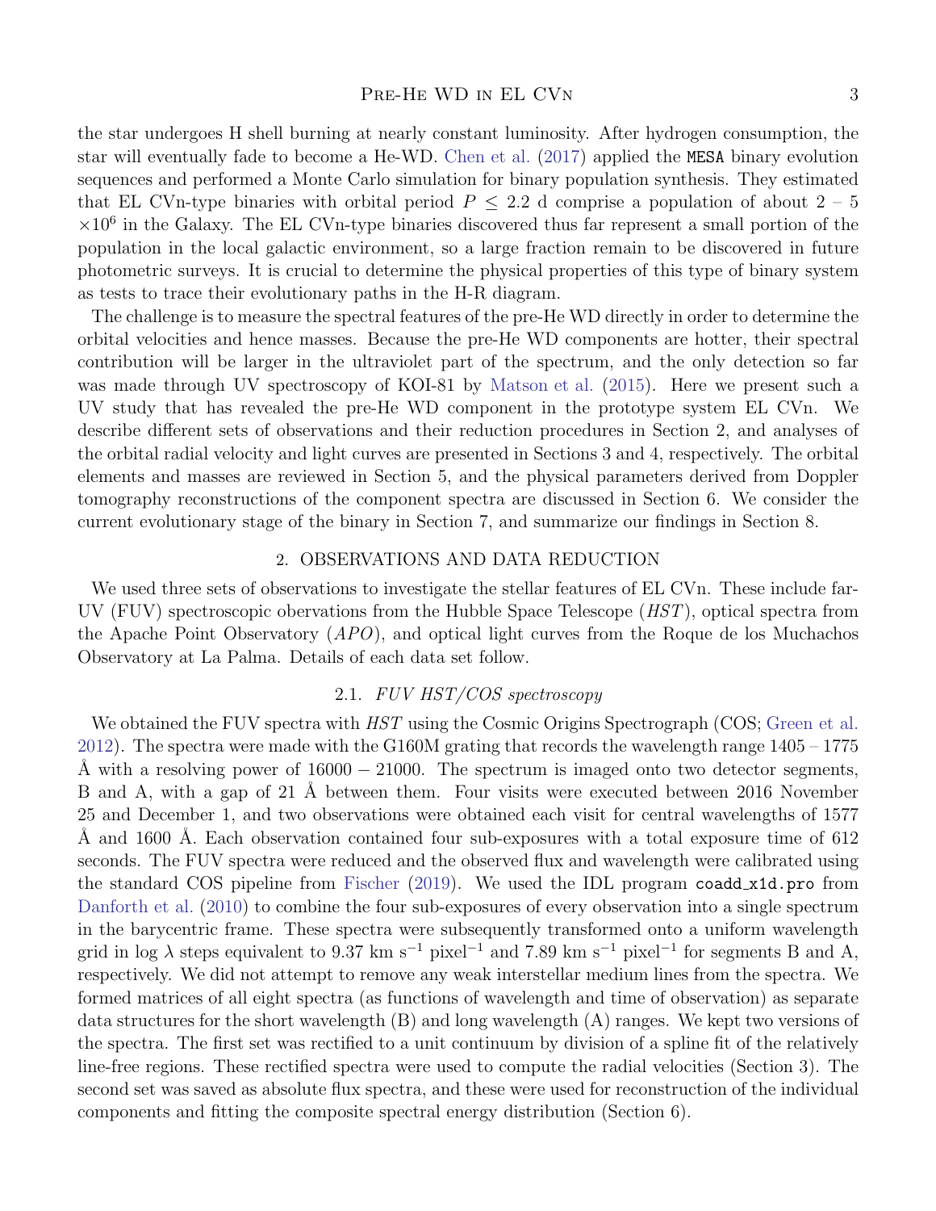the star undergoes H shell burning at nearly constant luminosity. After hydrogen consumption, the star will eventually fade to become a He-WD. Chen et al. (2017) applied the `MESA` binary evolution sequences and performed a Monte Carlo simulation for binary population synthesis. They estimated that EL CVn-type binaries with orbital period $P \leq 2.2$ d comprise a population of about 2 – 5 $\times 10^6$ in the Galaxy. The EL CVn-type binaries discovered thus far represent a small portion of the population in the local galactic environment, so a large fraction remain to be discovered in future photometric surveys. It is crucial to determine the physical properties of this type of binary system as tests to trace their evolutionary paths in the H-R diagram.

The challenge is to measure the spectral features of the pre-He WD directly in order to determine the orbital velocities and hence masses. Because the pre-He WD components are hotter, their spectral contribution will be larger in the ultraviolet part of the spectrum, and the only detection so far was made through UV spectroscopy of KOI-81 by Matson et al. (2015). Here we present such a UV study that has revealed the pre-He WD component in the prototype system EL CVn. We describe different sets of observations and their reduction procedures in Section 2, and analyses of the orbital radial velocity and light curves are presented in Sections 3 and 4, respectively. The orbital elements and masses are reviewed in Section 5, and the physical parameters derived from Doppler tomography reconstructions of the component spectra are discussed in Section 6. We consider the current evolutionary stage of the binary in Section 7, and summarize our findings in Section 8.

## 2. OBSERVATIONS AND DATA REDUCTION

We used three sets of observations to investigate the stellar features of EL CVn. These include far-UV (FUV) spectroscopic obervations from the Hubble Space Telescope (*HST*), optical spectra from the Apache Point Observatory (*APO*), and optical light curves from the Roque de los Muchachos Observatory at La Palma. Details of each data set follow.

### 2.1. *FUV HST/COS spectroscopy*

We obtained the FUV spectra with *HST* using the Cosmic Origins Spectrograph (COS; Green et al. 2012). The spectra were made with the G160M grating that records the wavelength range 1405 – 1775 Å with a resolving power of 16000 − 21000. The spectrum is imaged onto two detector segments, B and A, with a gap of 21 Å between them. Four visits were executed between 2016 November 25 and December 1, and two observations were obtained each visit for central wavelengths of 1577 Å and 1600 Å. Each observation contained four sub-exposures with a total exposure time of 612 seconds. The FUV spectra were reduced and the observed flux and wavelength were calibrated using the standard COS pipeline from Fischer (2019). We used the IDL program `coadd_x1d.pro` from Danforth et al. (2010) to combine the four sub-exposures of every observation into a single spectrum in the barycentric frame. These spectra were subsequently transformed onto a uniform wavelength grid in $\log \lambda$ steps equivalent to 9.37 km s$^{-1}$ pixel$^{-1}$ and 7.89 km s$^{-1}$ pixel$^{-1}$ for segments B and A, respectively. We did not attempt to remove any weak interstellar medium lines from the spectra. We formed matrices of all eight spectra (as functions of wavelength and time of observation) as separate data structures for the short wavelength (B) and long wavelength (A) ranges. We kept two versions of the spectra. The first set was rectified to a unit continuum by division of a spline fit of the relatively line-free regions. These rectified spectra were used to compute the radial velocities (Section 3). The second set was saved as absolute flux spectra, and these were used for reconstruction of the individual components and fitting the composite spectral energy distribution (Section 6).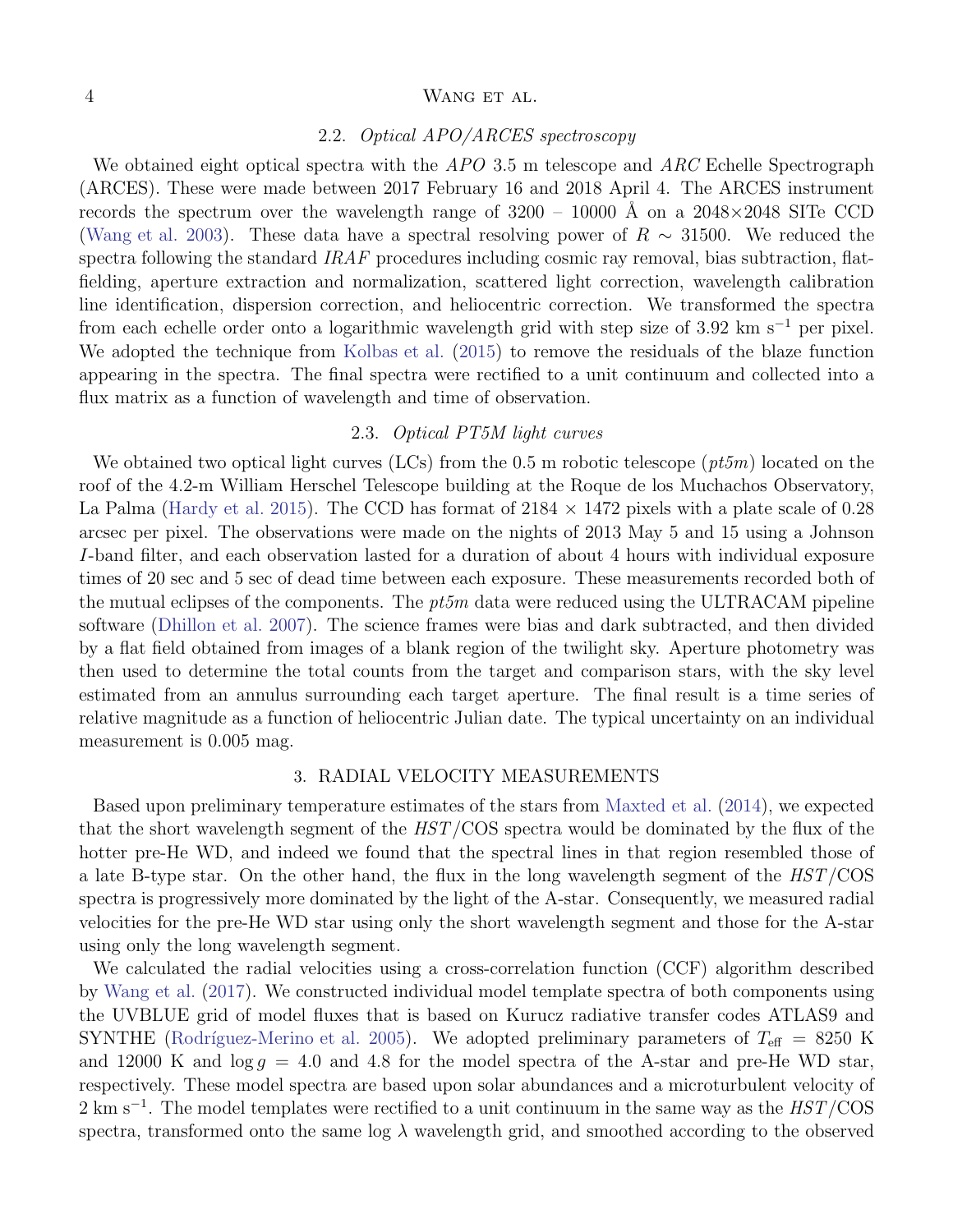### 2.2. *Optical APO/ARCES spectroscopy*

We obtained eight optical spectra with the *APO* 3.5 m telescope and *ARC* Echelle Spectrograph (ARCES). These were made between 2017 February 16 and 2018 April 4. The ARCES instrument records the spectrum over the wavelength range of 3200 – 10000 Å on a 2048×2048 SITe CCD (Wang et al. 2003). These data have a spectral resolving power of $R \sim 31500$. We reduced the spectra following the standard *IRAF* procedures including cosmic ray removal, bias subtraction, flat-fielding, aperture extraction and normalization, scattered light correction, wavelength calibration line identification, dispersion correction, and heliocentric correction. We transformed the spectra from each echelle order onto a logarithmic wavelength grid with step size of 3.92 km s$^{-1}$ per pixel. We adopted the technique from Kolbas et al. (2015) to remove the residuals of the blaze function appearing in the spectra. The final spectra were rectified to a unit continuum and collected into a flux matrix as a function of wavelength and time of observation.

### 2.3. *Optical PT5M light curves*

We obtained two optical light curves (LCs) from the 0.5 m robotic telescope (*pt5m*) located on the roof of the 4.2-m William Herschel Telescope building at the Roque de los Muchachos Observatory, La Palma (Hardy et al. 2015). The CCD has format of 2184 × 1472 pixels with a plate scale of 0.28 arcsec per pixel. The observations were made on the nights of 2013 May 5 and 15 using a Johnson *I*-band filter, and each observation lasted for a duration of about 4 hours with individual exposure times of 20 sec and 5 sec of dead time between each exposure. These measurements recorded both of the mutual eclipses of the components. The *pt5m* data were reduced using the ULTRACAM pipeline software (Dhillon et al. 2007). The science frames were bias and dark subtracted, and then divided by a flat field obtained from images of a blank region of the twilight sky. Aperture photometry was then used to determine the total counts from the target and comparison stars, with the sky level estimated from an annulus surrounding each target aperture. The final result is a time series of relative magnitude as a function of heliocentric Julian date. The typical uncertainty on an individual measurement is 0.005 mag.

## 3. RADIAL VELOCITY MEASUREMENTS

Based upon preliminary temperature estimates of the stars from Maxted et al. (2014), we expected that the short wavelength segment of the *HST*/COS spectra would be dominated by the flux of the hotter pre-He WD, and indeed we found that the spectral lines in that region resembled those of a late B-type star. On the other hand, the flux in the long wavelength segment of the *HST*/COS spectra is progressively more dominated by the light of the A-star. Consequently, we measured radial velocities for the pre-He WD star using only the short wavelength segment and those for the A-star using only the long wavelength segment.

We calculated the radial velocities using a cross-correlation function (CCF) algorithm described by Wang et al. (2017). We constructed individual model template spectra of both components using the UVBLUE grid of model fluxes that is based on Kurucz radiative transfer codes ATLAS9 and SYNTHE (Rodríguez-Merino et al. 2005). We adopted preliminary parameters of $T_{\rm eff}$ = 8250 K and 12000 K and $\log g$ = 4.0 and 4.8 for the model spectra of the A-star and pre-He WD star, respectively. These model spectra are based upon solar abundances and a microturbulent velocity of 2 km s$^{-1}$. The model templates were rectified to a unit continuum in the same way as the *HST*/COS spectra, transformed onto the same $\log \lambda$ wavelength grid, and smoothed according to the observed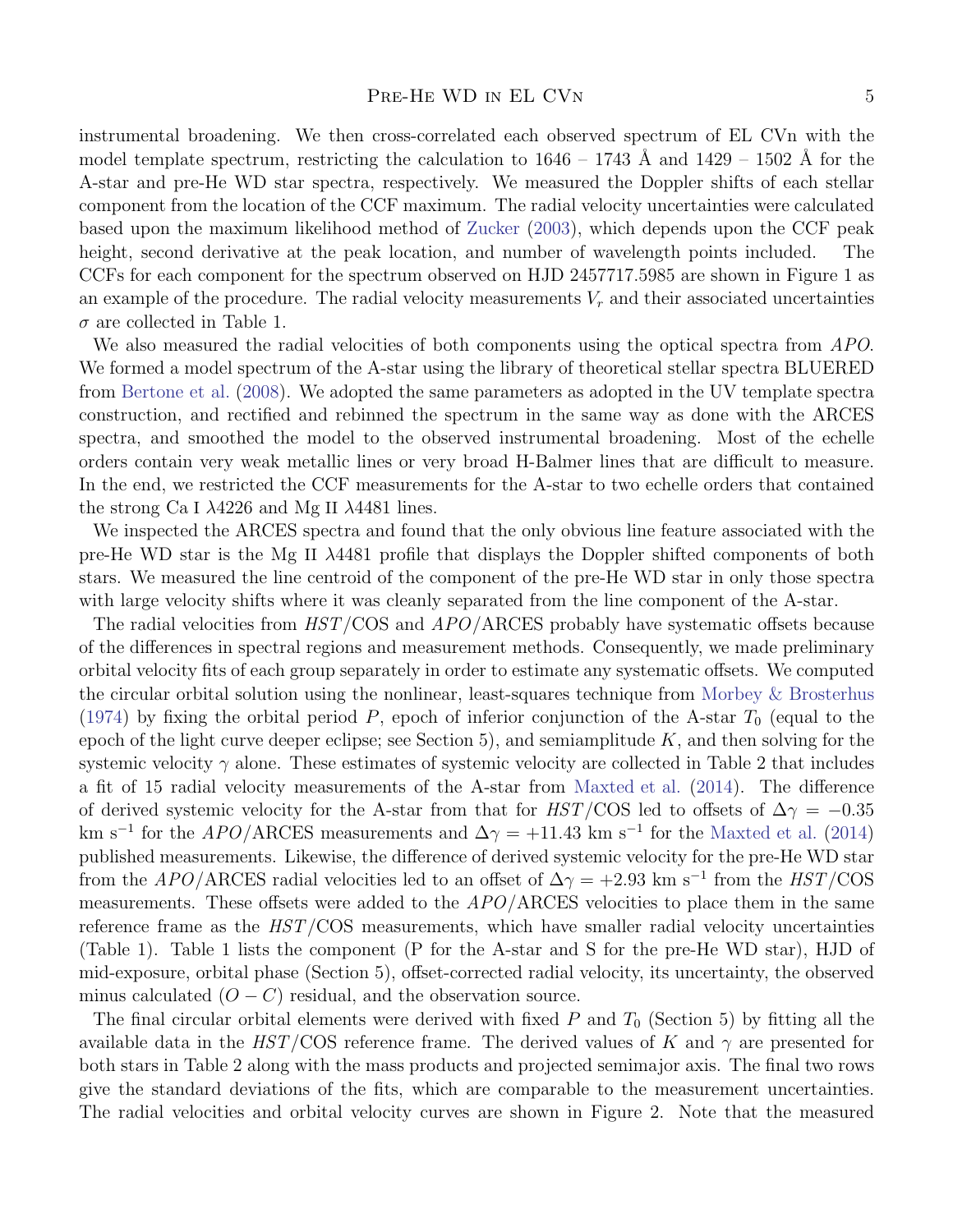instrumental broadening. We then cross-correlated each observed spectrum of EL CVn with the model template spectrum, restricting the calculation to 1646 – 1743 Å and 1429 – 1502 Å for the A-star and pre-He WD star spectra, respectively. We measured the Doppler shifts of each stellar component from the location of the CCF maximum. The radial velocity uncertainties were calculated based upon the maximum likelihood method of Zucker (2003), which depends upon the CCF peak height, second derivative at the peak location, and number of wavelength points included. The CCFs for each component for the spectrum observed on HJD 2457717.5985 are shown in Figure 1 as an example of the procedure. The radial velocity measurements $V_r$ and their associated uncertainties $\sigma$ are collected in Table 1.

We also measured the radial velocities of both components using the optical spectra from *APO*. We formed a model spectrum of the A-star using the library of theoretical stellar spectra BLUERED from Bertone et al. (2008). We adopted the same parameters as adopted in the UV template spectra construction, and rectified and rebinned the spectrum in the same way as done with the ARCES spectra, and smoothed the model to the observed instrumental broadening. Most of the echelle orders contain very weak metallic lines or very broad H-Balmer lines that are difficult to measure. In the end, we restricted the CCF measurements for the A-star to two echelle orders that contained the strong Ca I $\lambda4226$ and Mg II $\lambda4481$ lines.

We inspected the ARCES spectra and found that the only obvious line feature associated with the pre-He WD star is the Mg II $\lambda4481$ profile that displays the Doppler shifted components of both stars. We measured the line centroid of the component of the pre-He WD star in only those spectra with large velocity shifts where it was cleanly separated from the line component of the A-star.

The radial velocities from *HST*/COS and *APO*/ARCES probably have systematic offsets because of the differences in spectral regions and measurement methods. Consequently, we made preliminary orbital velocity fits of each group separately in order to estimate any systematic offsets. We computed the circular orbital solution using the nonlinear, least-squares technique from Morbey & Brosterhus (1974) by fixing the orbital period $P$, epoch of inferior conjunction of the A-star $T_0$ (equal to the epoch of the light curve deeper eclipse; see Section 5), and semiamplitude $K$, and then solving for the systemic velocity $\gamma$ alone. These estimates of systemic velocity are collected in Table 2 that includes a fit of 15 radial velocity measurements of the A-star from Maxted et al. (2014). The difference of derived systemic velocity for the A-star from that for *HST*/COS led to offsets of $\Delta\gamma = -0.35$ km s$^{-1}$ for the *APO*/ARCES measurements and $\Delta\gamma = +11.43$ km s$^{-1}$ for the Maxted et al. (2014) published measurements. Likewise, the difference of derived systemic velocity for the pre-He WD star from the *APO*/ARCES radial velocities led to an offset of $\Delta\gamma = +2.93$ km s$^{-1}$ from the *HST*/COS measurements. These offsets were added to the *APO*/ARCES velocities to place them in the same reference frame as the *HST*/COS measurements, which have smaller radial velocity uncertainties (Table 1). Table 1 lists the component (P for the A-star and S for the pre-He WD star), HJD of mid-exposure, orbital phase (Section 5), offset-corrected radial velocity, its uncertainty, the observed minus calculated $(O-C)$ residual, and the observation source.

The final circular orbital elements were derived with fixed $P$ and $T_0$ (Section 5) by fitting all the available data in the *HST*/COS reference frame. The derived values of $K$ and $\gamma$ are presented for both stars in Table 2 along with the mass products and projected semimajor axis. The final two rows give the standard deviations of the fits, which are comparable to the measurement uncertainties. The radial velocities and orbital velocity curves are shown in Figure 2. Note that the measured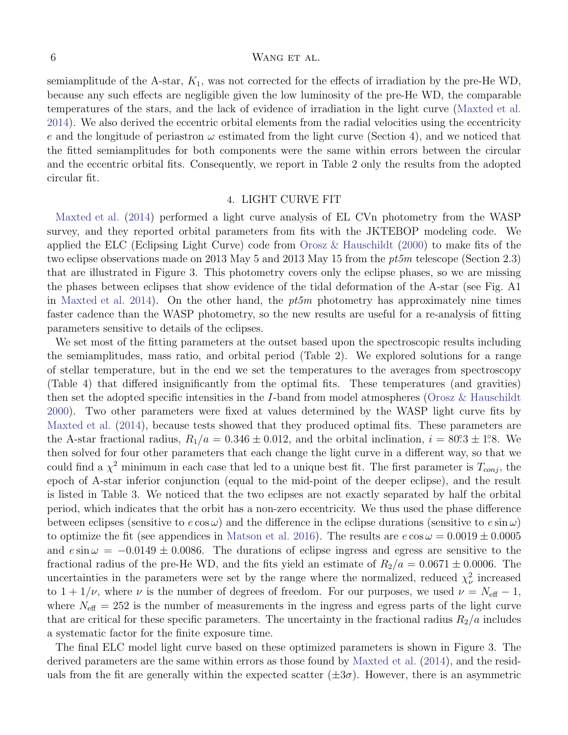semiamplitude of the A-star, $K_1$, was not corrected for the effects of irradiation by the pre-He WD, because any such effects are negligible given the low luminosity of the pre-He WD, the comparable temperatures of the stars, and the lack of evidence of irradiation in the light curve (Maxted et al. 2014). We also derived the eccentric orbital elements from the radial velocities using the eccentricity $e$ and the longitude of periastron $\omega$ estimated from the light curve (Section 4), and we noticed that the fitted semiamplitudes for both components were the same within errors between the circular and the eccentric orbital fits. Consequently, we report in Table 2 only the results from the adopted circular fit.

## 4. LIGHT CURVE FIT

Maxted et al. (2014) performed a light curve analysis of EL CVn photometry from the WASP survey, and they reported orbital parameters from fits with the JKTEBOP modeling code. We applied the ELC (Eclipsing Light Curve) code from Orosz & Hauschildt (2000) to make fits of the two eclipse observations made on 2013 May 5 and 2013 May 15 from the *pt5m* telescope (Section 2.3) that are illustrated in Figure 3. This photometry covers only the eclipse phases, so we are missing the phases between eclipses that show evidence of the tidal deformation of the A-star (see Fig. A1 in Maxted et al. 2014). On the other hand, the *pt5m* photometry has approximately nine times faster cadence than the WASP photometry, so the new results are useful for a re-analysis of fitting parameters sensitive to details of the eclipses.

We set most of the fitting parameters at the outset based upon the spectroscopic results including the semiamplitudes, mass ratio, and orbital period (Table 2). We explored solutions for a range of stellar temperature, but in the end we set the temperatures to the averages from spectroscopy (Table 4) that differed insignificantly from the optimal fits. These temperatures (and gravities) then set the adopted specific intensities in the $I$-band from model atmospheres (Orosz & Hauschildt 2000). Two other parameters were fixed at values determined by the WASP light curve fits by Maxted et al. (2014), because tests showed that they produced optimal fits. These parameters are the A-star fractional radius, $R_1/a = 0.346 \pm 0.012$, and the orbital inclination, $i = 80\overset{\circ}{.}3 \pm 1\overset{\circ}{.}8$. We then solved for four other parameters that each change the light curve in a different way, so that we could find a $\chi^2$ minimum in each case that led to a unique best fit. The first parameter is $T_{conj}$, the epoch of A-star inferior conjunction (equal to the mid-point of the deeper eclipse), and the result is listed in Table 3. We noticed that the two eclipses are not exactly separated by half the orbital period, which indicates that the orbit has a non-zero eccentricity. We thus used the phase difference between eclipses (sensitive to $e \cos \omega$) and the difference in the eclipse durations (sensitive to $e \sin \omega$) to optimize the fit (see appendices in Matson et al. 2016). The results are $e \cos \omega = 0.0019 \pm 0.0005$ and $e \sin \omega = -0.0149 \pm 0.0086$. The durations of eclipse ingress and egress are sensitive to the fractional radius of the pre-He WD, and the fits yield an estimate of $R_2/a = 0.0671 \pm 0.0006$. The uncertainties in the parameters were set by the range where the normalized, reduced $\chi^2_\nu$ increased to $1 + 1/\nu$, where $\nu$ is the number of degrees of freedom. For our purposes, we used $\nu = N_{\rm eff} - 1$, where $N_{\rm eff} = 252$ is the number of measurements in the ingress and egress parts of the light curve that are critical for these specific parameters. The uncertainty in the fractional radius $R_2/a$ includes a systematic factor for the finite exposure time.

The final ELC model light curve based on these optimized parameters is shown in Figure 3. The derived parameters are the same within errors as those found by Maxted et al. (2014), and the residuals from the fit are generally within the expected scatter ($\pm 3\sigma$). However, there is an asymmetric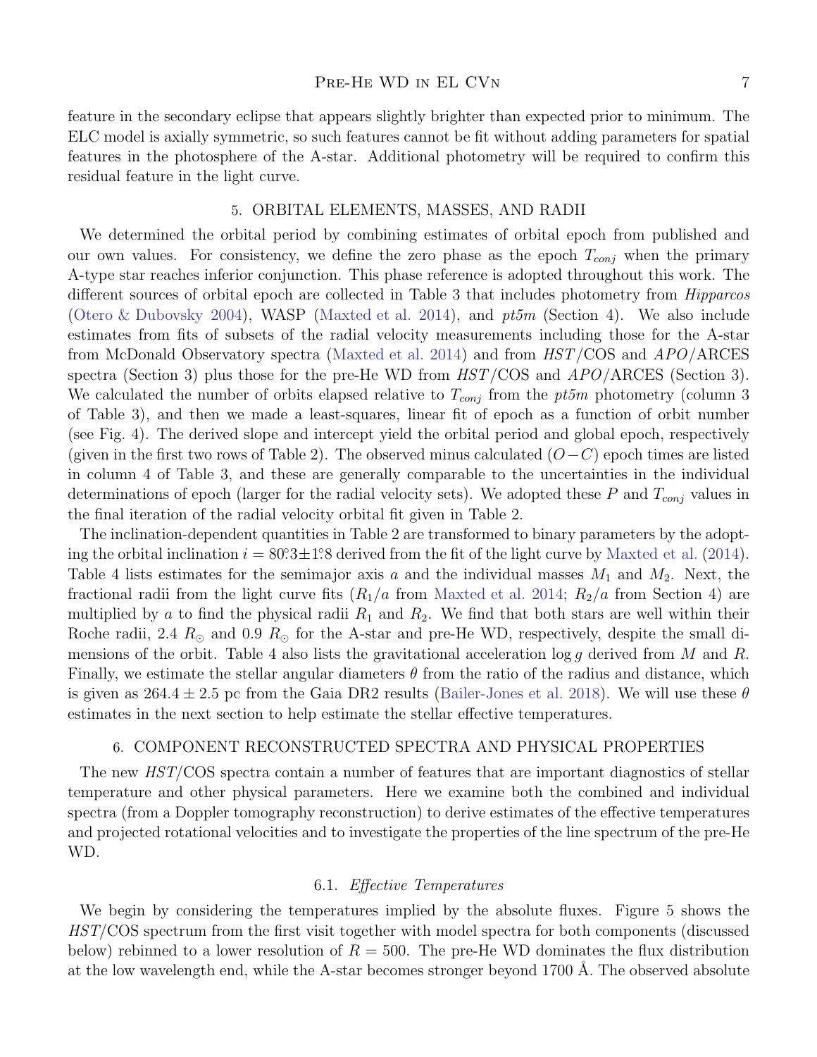feature in the secondary eclipse that appears slightly brighter than expected prior to minimum. The ELC model is axially symmetric, so such features cannot be fit without adding parameters for spatial features in the photosphere of the A-star. Additional photometry will be required to confirm this residual feature in the light curve.

## 5. ORBITAL ELEMENTS, MASSES, AND RADII

We determined the orbital period by combining estimates of orbital epoch from published and our own values. For consistency, we define the zero phase as the epoch $T_{conj}$ when the primary A-type star reaches inferior conjunction. This phase reference is adopted throughout this work. The different sources of orbital epoch are collected in Table 3 that includes photometry from *Hipparcos* (Otero & Dubovsky 2004), WASP (Maxted et al. 2014), and *pt5m* (Section 4). We also include estimates from fits of subsets of the radial velocity measurements including those for the A-star from McDonald Observatory spectra (Maxted et al. 2014) and from *HST*/COS and *APO*/ARCES spectra (Section 3) plus those for the pre-He WD from *HST*/COS and *APO*/ARCES (Section 3). We calculated the number of orbits elapsed relative to $T_{conj}$ from the *pt5m* photometry (column 3 of Table 3), and then we made a least-squares, linear fit of epoch as a function of orbit number (see Fig. 4). The derived slope and intercept yield the orbital period and global epoch, respectively (given in the first two rows of Table 2). The observed minus calculated $(O-C)$ epoch times are listed in column 4 of Table 3, and these are generally comparable to the uncertainties in the individual determinations of epoch (larger for the radial velocity sets). We adopted these $P$ and $T_{conj}$ values in the final iteration of the radial velocity orbital fit given in Table 2.

The inclination-dependent quantities in Table 2 are transformed to binary parameters by the adopting the orbital inclination $i = 80.^{\circ}3 \pm 1.^{\circ}8$ derived from the fit of the light curve by Maxted et al. (2014). Table 4 lists estimates for the semimajor axis $a$ and the individual masses $M_1$ and $M_2$. Next, the fractional radii from the light curve fits ($R_1/a$ from Maxted et al. 2014; $R_2/a$ from Section 4) are multiplied by $a$ to find the physical radii $R_1$ and $R_2$. We find that both stars are well within their Roche radii, 2.4 $R_{\odot}$ and 0.9 $R_{\odot}$ for the A-star and pre-He WD, respectively, despite the small dimensions of the orbit. Table 4 also lists the gravitational acceleration $\log g$ derived from $M$ and $R$. Finally, we estimate the stellar angular diameters $\theta$ from the ratio of the radius and distance, which is given as $264.4 \pm 2.5$ pc from the Gaia DR2 results (Bailer-Jones et al. 2018). We will use these $\theta$ estimates in the next section to help estimate the stellar effective temperatures.

## 6. COMPONENT RECONSTRUCTED SPECTRA AND PHYSICAL PROPERTIES

The new *HST*/COS spectra contain a number of features that are important diagnostics of stellar temperature and other physical parameters. Here we examine both the combined and individual spectra (from a Doppler tomography reconstruction) to derive estimates of the effective temperatures and projected rotational velocities and to investigate the properties of the line spectrum of the pre-He WD.

### 6.1. *Effective Temperatures*

We begin by considering the temperatures implied by the absolute fluxes. Figure 5 shows the *HST*/COS spectrum from the first visit together with model spectra for both components (discussed below) rebinned to a lower resolution of $R = 500$. The pre-He WD dominates the flux distribution at the low wavelength end, while the A-star becomes stronger beyond 1700 Å. The observed absolute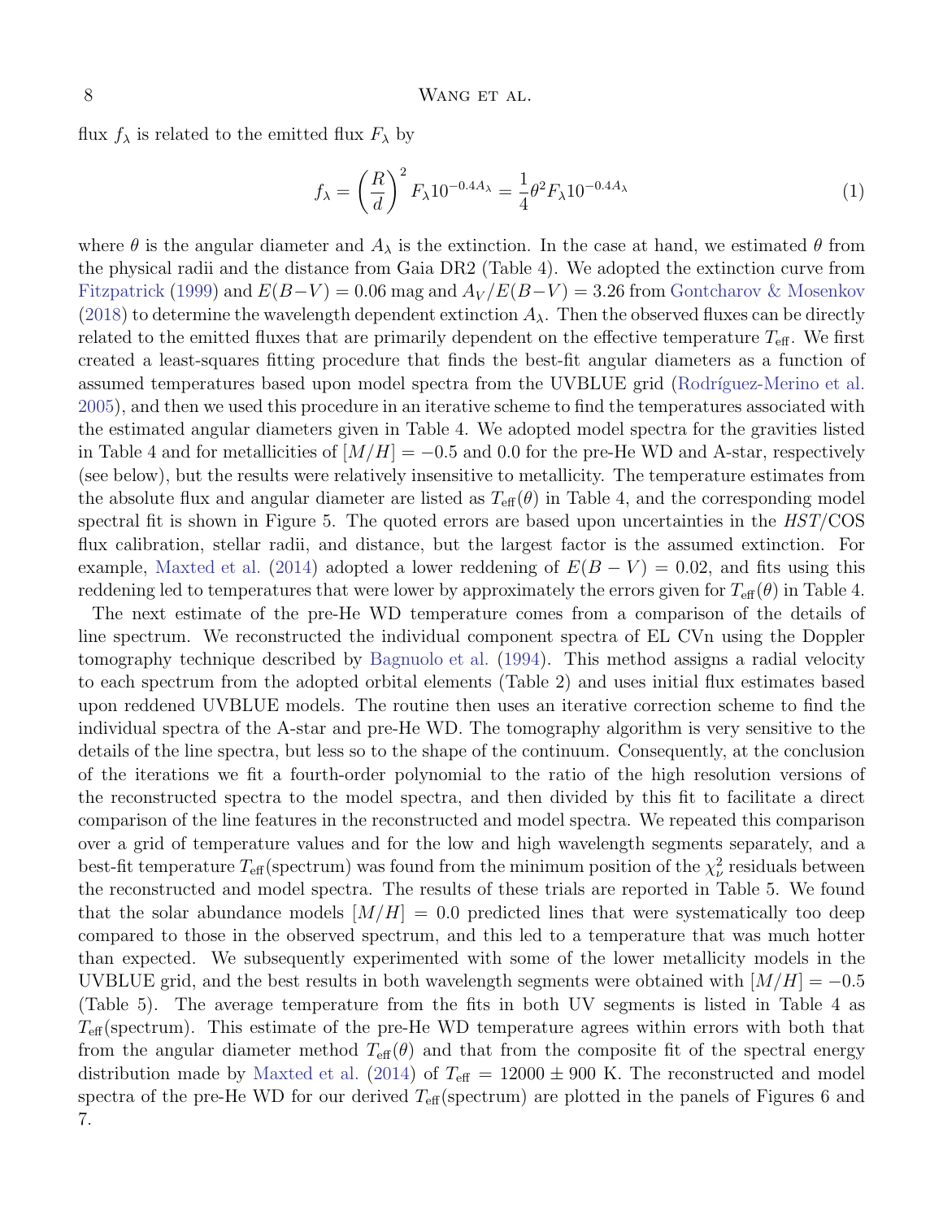flux $f_\lambda$ is related to the emitted flux $F_\lambda$ by

$$f_\lambda = \left(\frac{R}{d}\right)^2 F_\lambda 10^{-0.4A_\lambda} = \frac{1}{4}\theta^2 F_\lambda 10^{-0.4A_\lambda} \tag{1}$$

where $\theta$ is the angular diameter and $A_\lambda$ is the extinction. In the case at hand, we estimated $\theta$ from the physical radii and the distance from Gaia DR2 (Table 4). We adopted the extinction curve from Fitzpatrick (1999) and $E(B-V) = 0.06$ mag and $A_V/E(B-V) = 3.26$ from Gontcharov & Mosenkov (2018) to determine the wavelength dependent extinction $A_\lambda$. Then the observed fluxes can be directly related to the emitted fluxes that are primarily dependent on the effective temperature $T_{\rm eff}$. We first created a least-squares fitting procedure that finds the best-fit angular diameters as a function of assumed temperatures based upon model spectra from the UVBLUE grid (Rodríguez-Merino et al. 2005), and then we used this procedure in an iterative scheme to find the temperatures associated with the estimated angular diameters given in Table 4. We adopted model spectra for the gravities listed in Table 4 and for metallicities of $[M/H] = -0.5$ and 0.0 for the pre-He WD and A-star, respectively (see below), but the results were relatively insensitive to metallicity. The temperature estimates from the absolute flux and angular diameter are listed as $T_{\rm eff}(\theta)$ in Table 4, and the corresponding model spectral fit is shown in Figure 5. The quoted errors are based upon uncertainties in the *HST*/COS flux calibration, stellar radii, and distance, but the largest factor is the assumed extinction. For example, Maxted et al. (2014) adopted a lower reddening of $E(B-V) = 0.02$, and fits using this reddening led to temperatures that were lower by approximately the errors given for $T_{\rm eff}(\theta)$ in Table 4.

The next estimate of the pre-He WD temperature comes from a comparison of the details of line spectrum. We reconstructed the individual component spectra of EL CVn using the Doppler tomography technique described by Bagnuolo et al. (1994). This method assigns a radial velocity to each spectrum from the adopted orbital elements (Table 2) and uses initial flux estimates based upon reddened UVBLUE models. The routine then uses an iterative correction scheme to find the individual spectra of the A-star and pre-He WD. The tomography algorithm is very sensitive to the details of the line spectra, but less so to the shape of the continuum. Consequently, at the conclusion of the iterations we fit a fourth-order polynomial to the ratio of the high resolution versions of the reconstructed spectra to the model spectra, and then divided by this fit to facilitate a direct comparison of the line features in the reconstructed and model spectra. We repeated this comparison over a grid of temperature values and for the low and high wavelength segments separately, and a best-fit temperature $T_{\rm eff}$(spectrum) was found from the minimum position of the $\chi^2_\nu$ residuals between the reconstructed and model spectra. The results of these trials are reported in Table 5. We found that the solar abundance models $[M/H] = 0.0$ predicted lines that were systematically too deep compared to those in the observed spectrum, and this led to a temperature that was much hotter than expected. We subsequently experimented with some of the lower metallicity models in the UVBLUE grid, and the best results in both wavelength segments were obtained with $[M/H] = -0.5$ (Table 5). The average temperature from the fits in both UV segments is listed in Table 4 as $T_{\rm eff}$(spectrum). This estimate of the pre-He WD temperature agrees within errors with both that from the angular diameter method $T_{\rm eff}(\theta)$ and that from the composite fit of the spectral energy distribution made by Maxted et al. (2014) of $T_{\rm eff} = 12000 \pm 900$ K. The reconstructed and model spectra of the pre-He WD for our derived $T_{\rm eff}$(spectrum) are plotted in the panels of Figures 6 and 7.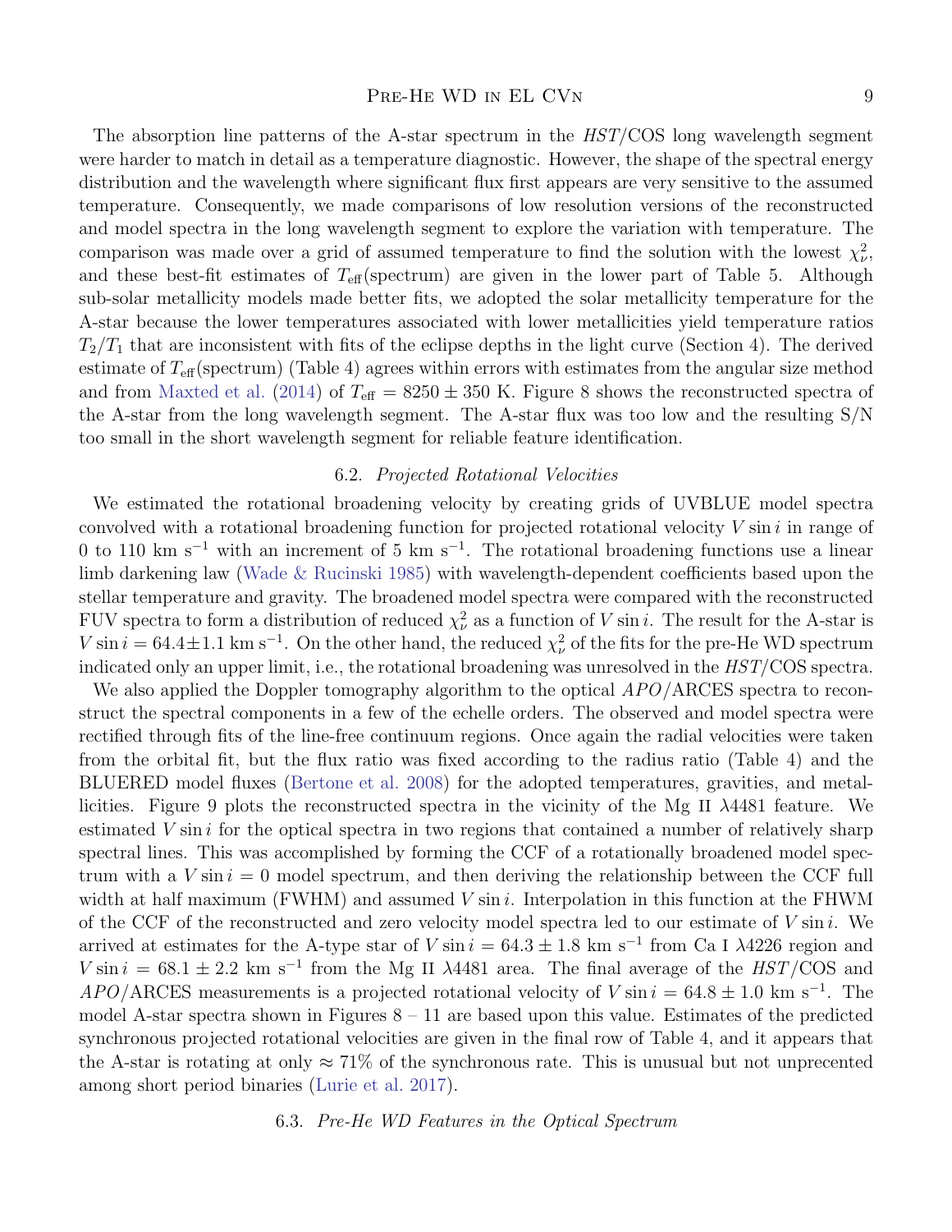The absorption line patterns of the A-star spectrum in the *HST*/COS long wavelength segment were harder to match in detail as a temperature diagnostic. However, the shape of the spectral energy distribution and the wavelength where significant flux first appears are very sensitive to the assumed temperature. Consequently, we made comparisons of low resolution versions of the reconstructed and model spectra in the long wavelength segment to explore the variation with temperature. The comparison was made over a grid of assumed temperature to find the solution with the lowest $\chi^2_\nu$, and these best-fit estimates of $T_{\rm eff}$(spectrum) are given in the lower part of Table 5. Although sub-solar metallicity models made better fits, we adopted the solar metallicity temperature for the A-star because the lower temperatures associated with lower metallicities yield temperature ratios $T_2/T_1$ that are inconsistent with fits of the eclipse depths in the light curve (Section 4). The derived estimate of $T_{\rm eff}$(spectrum) (Table 4) agrees within errors with estimates from the angular size method and from Maxted et al. (2014) of $T_{\rm eff} = 8250 \pm 350$ K. Figure 8 shows the reconstructed spectra of the A-star from the long wavelength segment. The A-star flux was too low and the resulting S/N too small in the short wavelength segment for reliable feature identification.

### 6.2. *Projected Rotational Velocities*

We estimated the rotational broadening velocity by creating grids of UVBLUE model spectra convolved with a rotational broadening function for projected rotational velocity $V \sin i$ in range of 0 to 110 km s$^{-1}$ with an increment of 5 km s$^{-1}$. The rotational broadening functions use a linear limb darkening law (Wade & Rucinski 1985) with wavelength-dependent coefficients based upon the stellar temperature and gravity. The broadened model spectra were compared with the reconstructed FUV spectra to form a distribution of reduced $\chi^2_\nu$ as a function of $V \sin i$. The result for the A-star is $V \sin i = 64.4 \pm 1.1$ km s$^{-1}$. On the other hand, the reduced $\chi^2_\nu$ of the fits for the pre-He WD spectrum indicated only an upper limit, i.e., the rotational broadening was unresolved in the *HST*/COS spectra.

We also applied the Doppler tomography algorithm to the optical *APO*/ARCES spectra to reconstruct the spectral components in a few of the echelle orders. The observed and model spectra were rectified through fits of the line-free continuum regions. Once again the radial velocities were taken from the orbital fit, but the flux ratio was fixed according to the radius ratio (Table 4) and the BLUERED model fluxes (Bertone et al. 2008) for the adopted temperatures, gravities, and metallicities. Figure 9 plots the reconstructed spectra in the vicinity of the Mg II $\lambda$4481 feature. We estimated $V \sin i$ for the optical spectra in two regions that contained a number of relatively sharp spectral lines. This was accomplished by forming the CCF of a rotationally broadened model spectrum with a $V \sin i = 0$ model spectrum, and then deriving the relationship between the CCF full width at half maximum (FWHM) and assumed $V \sin i$. Interpolation in this function at the FHWM of the CCF of the reconstructed and zero velocity model spectra led to our estimate of $V \sin i$. We arrived at estimates for the A-type star of $V \sin i = 64.3 \pm 1.8$ km s$^{-1}$ from Ca I $\lambda$4226 region and $V \sin i = 68.1 \pm 2.2$ km s$^{-1}$ from the Mg II $\lambda$4481 area. The final average of the *HST*/COS and *APO*/ARCES measurements is a projected rotational velocity of $V \sin i = 64.8 \pm 1.0$ km s$^{-1}$. The model A-star spectra shown in Figures 8 – 11 are based upon this value. Estimates of the predicted synchronous projected rotational velocities are given in the final row of Table 4, and it appears that the A-star is rotating at only $\approx 71\%$ of the synchronous rate. This is unusual but not unprecented among short period binaries (Lurie et al. 2017).

### 6.3. *Pre-He WD Features in the Optical Spectrum*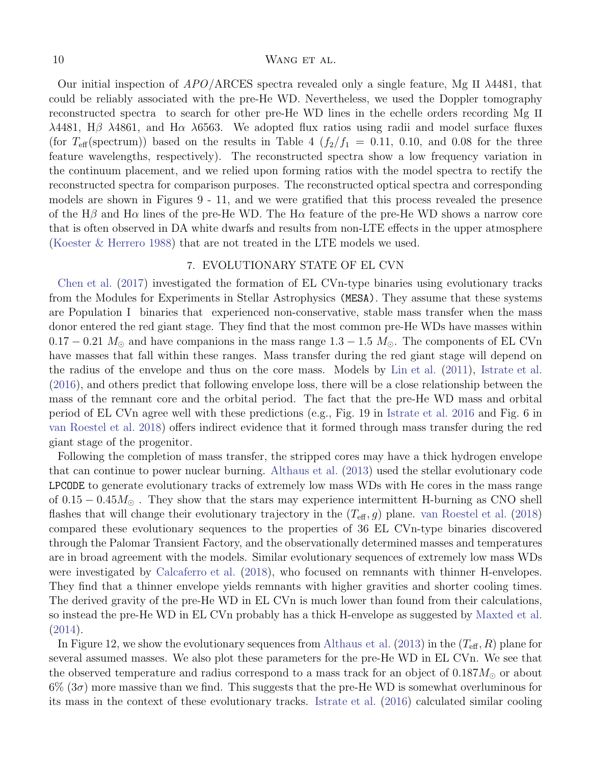Our initial inspection of *APO*/ARCES spectra revealed only a single feature, Mg II $\lambda 4481$, that could be reliably associated with the pre-He WD. Nevertheless, we used the Doppler tomography reconstructed spectra to search for other pre-He WD lines in the echelle orders recording Mg II $\lambda 4481$, H$\beta$ $\lambda 4861$, and H$\alpha$ $\lambda 6563$. We adopted flux ratios using radii and model surface fluxes (for $T_{\rm eff}$(spectrum)) based on the results in Table 4 ($f_2/f_1$ = 0.11, 0.10, and 0.08 for the three feature wavelengths, respectively). The reconstructed spectra show a low frequency variation in the continuum placement, and we relied upon forming ratios with the model spectra to rectify the reconstructed spectra for comparison purposes. The reconstructed optical spectra and corresponding models are shown in Figures 9 - 11, and we were gratified that this process revealed the presence of the H$\beta$ and H$\alpha$ lines of the pre-He WD. The H$\alpha$ feature of the pre-He WD shows a narrow core that is often observed in DA white dwarfs and results from non-LTE effects in the upper atmosphere (Koester & Herrero 1988) that are not treated in the LTE models we used.

## 7. EVOLUTIONARY STATE OF EL CVN

Chen et al. (2017) investigated the formation of EL CVn-type binaries using evolutionary tracks from the Modules for Experiments in Stellar Astrophysics (`MESA`). They assume that these systems are Population I binaries that experienced non-conservative, stable mass transfer when the mass donor entered the red giant stage. They find that the most common pre-He WDs have masses within $0.17 - 0.21\ M_\odot$ and have companions in the mass range $1.3 - 1.5\ M_\odot$. The components of EL CVn have masses that fall within these ranges. Mass transfer during the red giant stage will depend on the radius of the envelope and thus on the core mass. Models by Lin et al. (2011), Istrate et al. (2016), and others predict that following envelope loss, there will be a close relationship between the mass of the remnant core and the orbital period. The fact that the pre-He WD mass and orbital period of EL CVn agree well with these predictions (e.g., Fig. 19 in Istrate et al. 2016 and Fig. 6 in van Roestel et al. 2018) offers indirect evidence that it formed through mass transfer during the red giant stage of the progenitor.

Following the completion of mass transfer, the stripped cores may have a thick hydrogen envelope that can continue to power nuclear burning. Althaus et al. (2013) used the stellar evolutionary code `LPCODE` to generate evolutionary tracks of extremely low mass WDs with He cores in the mass range of $0.15 - 0.45 M_\odot$ . They show that the stars may experience intermittent H-burning as CNO shell flashes that will change their evolutionary trajectory in the $(T_{\rm eff}, g)$ plane. van Roestel et al. (2018) compared these evolutionary sequences to the properties of 36 EL CVn-type binaries discovered through the Palomar Transient Factory, and the observationally determined masses and temperatures are in broad agreement with the models. Similar evolutionary sequences of extremely low mass WDs were investigated by Calcaferro et al. (2018), who focused on remnants with thinner H-envelopes. They find that a thinner envelope yields remnants with higher gravities and shorter cooling times. The derived gravity of the pre-He WD in EL CVn is much lower than found from their calculations, so instead the pre-He WD in EL CVn probably has a thick H-envelope as suggested by Maxted et al. (2014).

In Figure 12, we show the evolutionary sequences from Althaus et al. (2013) in the $(T_{\rm eff}, R)$ plane for several assumed masses. We also plot these parameters for the pre-He WD in EL CVn. We see that the observed temperature and radius correspond to a mass track for an object of $0.187 M_\odot$ or about 6% ($3\sigma$) more massive than we find. This suggests that the pre-He WD is somewhat overluminous for its mass in the context of these evolutionary tracks. Istrate et al. (2016) calculated similar cooling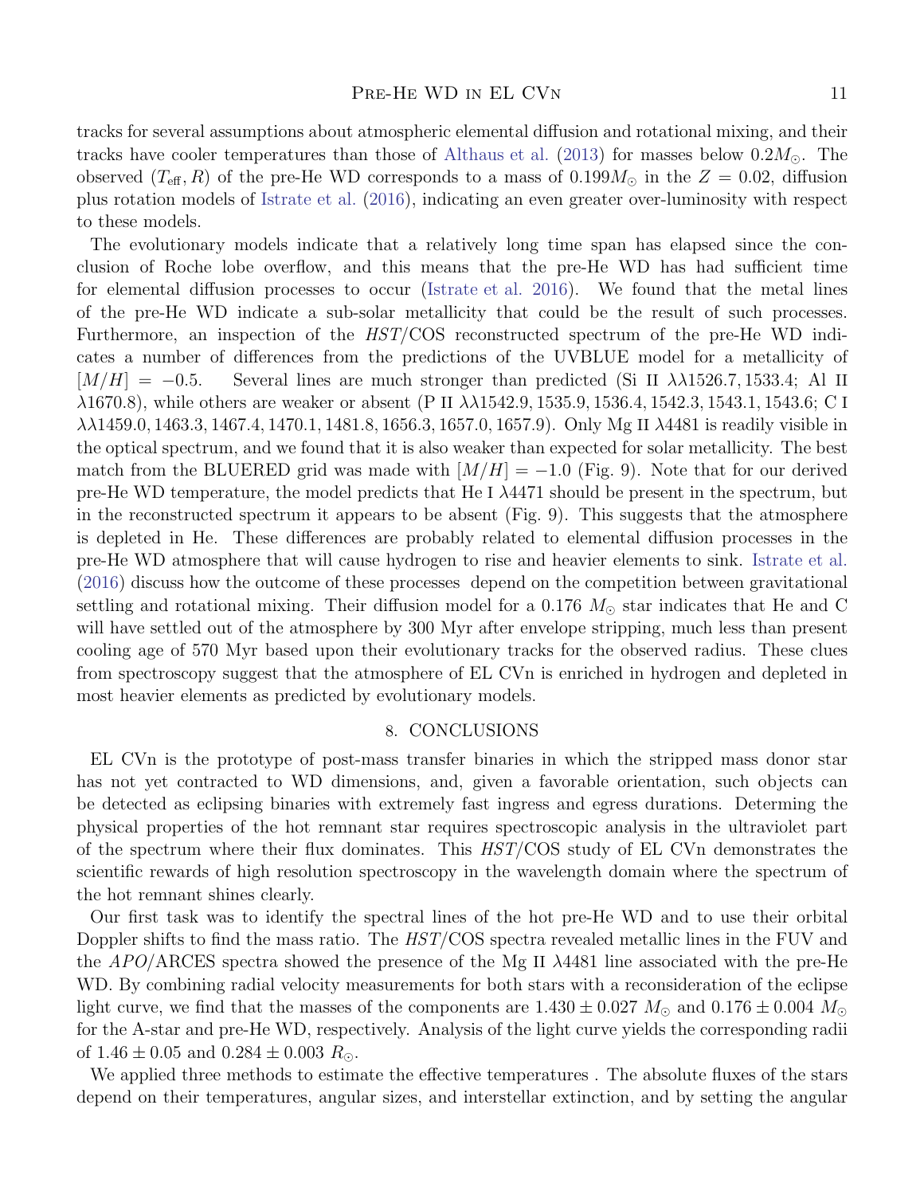tracks for several assumptions about atmospheric elemental diffusion and rotational mixing, and their tracks have cooler temperatures than those of Althaus et al. (2013) for masses below $0.2 M_\odot$. The observed $(T_{\rm eff}, R)$ of the pre-He WD corresponds to a mass of $0.199 M_\odot$ in the $Z = 0.02$, diffusion plus rotation models of Istrate et al. (2016), indicating an even greater over-luminosity with respect to these models.

The evolutionary models indicate that a relatively long time span has elapsed since the conclusion of Roche lobe overflow, and this means that the pre-He WD has had sufficient time for elemental diffusion processes to occur (Istrate et al. 2016). We found that the metal lines of the pre-He WD indicate a sub-solar metallicity that could be the result of such processes. Furthermore, an inspection of the *HST*/COS reconstructed spectrum of the pre-He WD indicates a number of differences from the predictions of the UVBLUE model for a metallicity of $[M/H] = -0.5$. Several lines are much stronger than predicted (Si II $\lambda\lambda 1526.7, 1533.4$; Al II $\lambda 1670.8$), while others are weaker or absent (P II $\lambda\lambda 1542.9, 1535.9, 1536.4, 1542.3, 1543.1, 1543.6$; C I $\lambda\lambda 1459.0, 1463.3, 1467.4, 1470.1, 1481.8, 1656.3, 1657.0, 1657.9$). Only Mg II $\lambda 4481$ is readily visible in the optical spectrum, and we found that it is also weaker than expected for solar metallicity. The best match from the BLUERED grid was made with $[M/H] = -1.0$ (Fig. 9). Note that for our derived pre-He WD temperature, the model predicts that He I $\lambda 4471$ should be present in the spectrum, but in the reconstructed spectrum it appears to be absent (Fig. 9). This suggests that the atmosphere is depleted in He. These differences are probably related to elemental diffusion processes in the pre-He WD atmosphere that will cause hydrogen to rise and heavier elements to sink. Istrate et al. (2016) discuss how the outcome of these processes depend on the competition between gravitational settling and rotational mixing. Their diffusion model for a $0.176\ M_\odot$ star indicates that He and C will have settled out of the atmosphere by 300 Myr after envelope stripping, much less than present cooling age of 570 Myr based upon their evolutionary tracks for the observed radius. These clues from spectroscopy suggest that the atmosphere of EL CVn is enriched in hydrogen and depleted in most heavier elements as predicted by evolutionary models.

## 8. CONCLUSIONS

EL CVn is the prototype of post-mass transfer binaries in which the stripped mass donor star has not yet contracted to WD dimensions, and, given a favorable orientation, such objects can be detected as eclipsing binaries with extremely fast ingress and egress durations. Determing the physical properties of the hot remnant star requires spectroscopic analysis in the ultraviolet part of the spectrum where their flux dominates. This *HST*/COS study of EL CVn demonstrates the scientific rewards of high resolution spectroscopy in the wavelength domain where the spectrum of the hot remnant shines clearly.

Our first task was to identify the spectral lines of the hot pre-He WD and to use their orbital Doppler shifts to find the mass ratio. The *HST*/COS spectra revealed metallic lines in the FUV and the *APO*/ARCES spectra showed the presence of the Mg II $\lambda 4481$ line associated with the pre-He WD. By combining radial velocity measurements for both stars with a reconsideration of the eclipse light curve, we find that the masses of the components are $1.430 \pm 0.027\ M_\odot$ and $0.176 \pm 0.004\ M_\odot$ for the A-star and pre-He WD, respectively. Analysis of the light curve yields the corresponding radii of $1.46 \pm 0.05$ and $0.284 \pm 0.003\ R_\odot$.

We applied three methods to estimate the effective temperatures . The absolute fluxes of the stars depend on their temperatures, angular sizes, and interstellar extinction, and by setting the angular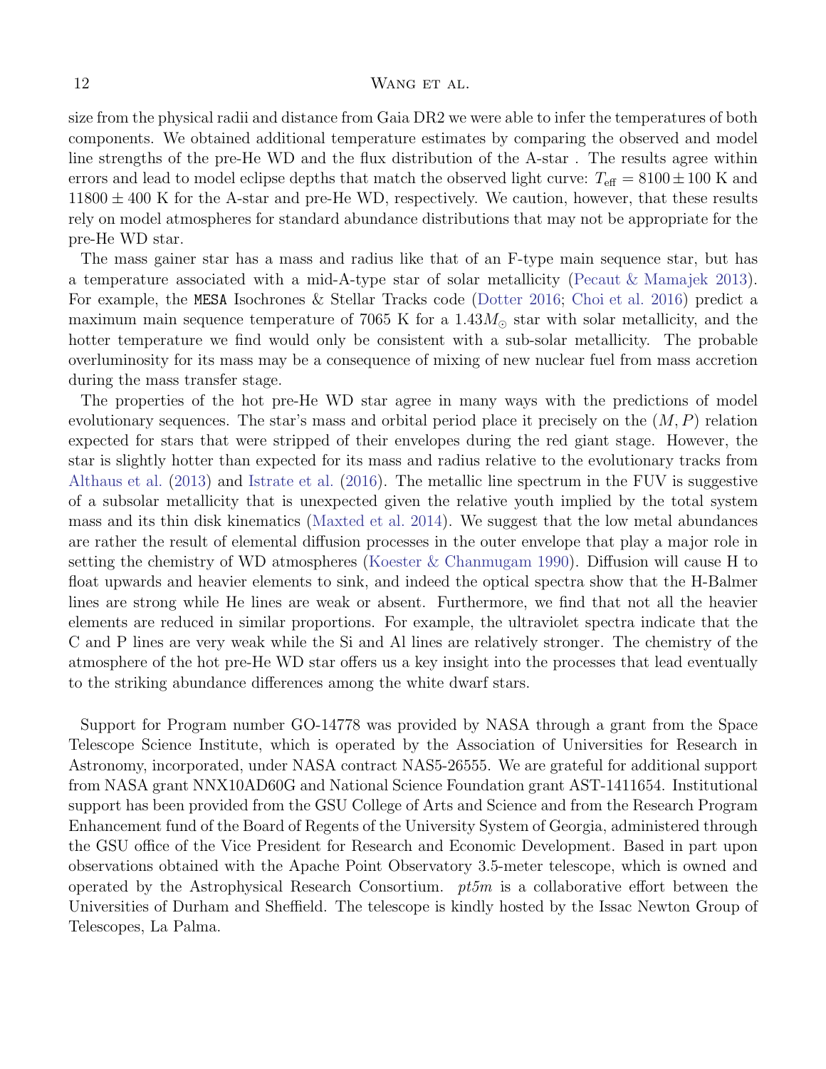size from the physical radii and distance from Gaia DR2 we were able to infer the temperatures of both components. We obtained additional temperature estimates by comparing the observed and model line strengths of the pre-He WD and the flux distribution of the A-star . The results agree within errors and lead to model eclipse depths that match the observed light curve: $T_{\rm eff} = 8100 \pm 100$ K and $11800 \pm 400$ K for the A-star and pre-He WD, respectively. We caution, however, that these results rely on model atmospheres for standard abundance distributions that may not be appropriate for the pre-He WD star.

The mass gainer star has a mass and radius like that of an F-type main sequence star, but has a temperature associated with a mid-A-type star of solar metallicity (Pecaut & Mamajek 2013). For example, the `MESA` Isochrones & Stellar Tracks code (Dotter 2016; Choi et al. 2016) predict a maximum main sequence temperature of 7065 K for a $1.43 M_{\odot}$ star with solar metallicity, and the hotter temperature we find would only be consistent with a sub-solar metallicity. The probable overluminosity for its mass may be a consequence of mixing of new nuclear fuel from mass accretion during the mass transfer stage.

The properties of the hot pre-He WD star agree in many ways with the predictions of model evolutionary sequences. The star's mass and orbital period place it precisely on the $(M, P)$ relation expected for stars that were stripped of their envelopes during the red giant stage. However, the star is slightly hotter than expected for its mass and radius relative to the evolutionary tracks from Althaus et al. (2013) and Istrate et al. (2016). The metallic line spectrum in the FUV is suggestive of a subsolar metallicity that is unexpected given the relative youth implied by the total system mass and its thin disk kinematics (Maxted et al. 2014). We suggest that the low metal abundances are rather the result of elemental diffusion processes in the outer envelope that play a major role in setting the chemistry of WD atmospheres (Koester & Chanmugam 1990). Diffusion will cause H to float upwards and heavier elements to sink, and indeed the optical spectra show that the H-Balmer lines are strong while He lines are weak or absent. Furthermore, we find that not all the heavier elements are reduced in similar proportions. For example, the ultraviolet spectra indicate that the C and P lines are very weak while the Si and Al lines are relatively stronger. The chemistry of the atmosphere of the hot pre-He WD star offers us a key insight into the processes that lead eventually to the striking abundance differences among the white dwarf stars.

Support for Program number GO-14778 was provided by NASA through a grant from the Space Telescope Science Institute, which is operated by the Association of Universities for Research in Astronomy, incorporated, under NASA contract NAS5-26555. We are grateful for additional support from NASA grant NNX10AD60G and National Science Foundation grant AST-1411654. Institutional support has been provided from the GSU College of Arts and Science and from the Research Program Enhancement fund of the Board of Regents of the University System of Georgia, administered through the GSU office of the Vice President for Research and Economic Development. Based in part upon observations obtained with the Apache Point Observatory 3.5-meter telescope, which is owned and operated by the Astrophysical Research Consortium. *pt5m* is a collaborative effort between the Universities of Durham and Sheffield. The telescope is kindly hosted by the Issac Newton Group of Telescopes, La Palma.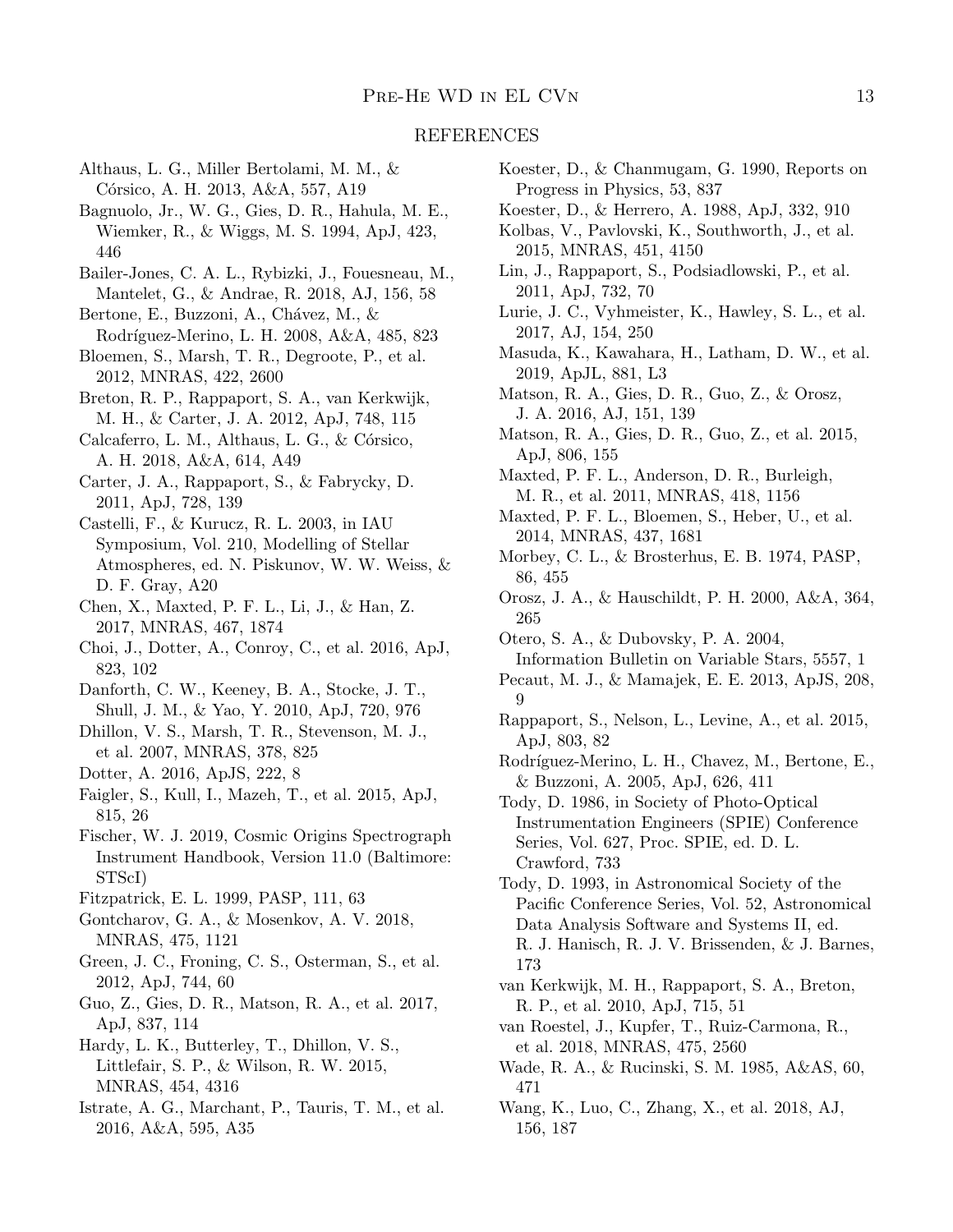## REFERENCES

Althaus, L. G., Miller Bertolami, M. M., & Córsico, A. H. 2013, A&A, 557, A19

Bagnuolo, Jr., W. G., Gies, D. R., Hahula, M. E., Wiemker, R., & Wiggs, M. S. 1994, ApJ, 423, 446

Bailer-Jones, C. A. L., Rybizki, J., Fouesneau, M., Mantelet, G., & Andrae, R. 2018, AJ, 156, 58

Bertone, E., Buzzoni, A., Chávez, M., & Rodríguez-Merino, L. H. 2008, A&A, 485, 823

Bloemen, S., Marsh, T. R., Degroote, P., et al. 2012, MNRAS, 422, 2600

Breton, R. P., Rappaport, S. A., van Kerkwijk, M. H., & Carter, J. A. 2012, ApJ, 748, 115

Calcaferro, L. M., Althaus, L. G., & Córsico, A. H. 2018, A&A, 614, A49

Carter, J. A., Rappaport, S., & Fabrycky, D. 2011, ApJ, 728, 139

Castelli, F., & Kurucz, R. L. 2003, in IAU Symposium, Vol. 210, Modelling of Stellar Atmospheres, ed. N. Piskunov, W. W. Weiss, & D. F. Gray, A20

Chen, X., Maxted, P. F. L., Li, J., & Han, Z. 2017, MNRAS, 467, 1874

Choi, J., Dotter, A., Conroy, C., et al. 2016, ApJ, 823, 102

Danforth, C. W., Keeney, B. A., Stocke, J. T., Shull, J. M., & Yao, Y. 2010, ApJ, 720, 976

Dhillon, V. S., Marsh, T. R., Stevenson, M. J., et al. 2007, MNRAS, 378, 825

Dotter, A. 2016, ApJS, 222, 8

Faigler, S., Kull, I., Mazeh, T., et al. 2015, ApJ, 815, 26

Fischer, W. J. 2019, Cosmic Origins Spectrograph Instrument Handbook, Version 11.0 (Baltimore: STScI)

Fitzpatrick, E. L. 1999, PASP, 111, 63

Gontcharov, G. A., & Mosenkov, A. V. 2018, MNRAS, 475, 1121

Green, J. C., Froning, C. S., Osterman, S., et al. 2012, ApJ, 744, 60

Guo, Z., Gies, D. R., Matson, R. A., et al. 2017, ApJ, 837, 114

Hardy, L. K., Butterley, T., Dhillon, V. S., Littlefair, S. P., & Wilson, R. W. 2015, MNRAS, 454, 4316

Istrate, A. G., Marchant, P., Tauris, T. M., et al. 2016, A&A, 595, A35

Koester, D., & Chanmugam, G. 1990, Reports on Progress in Physics, 53, 837

Koester, D., & Herrero, A. 1988, ApJ, 332, 910

Kolbas, V., Pavlovski, K., Southworth, J., et al. 2015, MNRAS, 451, 4150

Lin, J., Rappaport, S., Podsiadlowski, P., et al. 2011, ApJ, 732, 70

Lurie, J. C., Vyhmeister, K., Hawley, S. L., et al. 2017, AJ, 154, 250

Masuda, K., Kawahara, H., Latham, D. W., et al. 2019, ApJL, 881, L3

Matson, R. A., Gies, D. R., Guo, Z., & Orosz, J. A. 2016, AJ, 151, 139

Matson, R. A., Gies, D. R., Guo, Z., et al. 2015, ApJ, 806, 155

Maxted, P. F. L., Anderson, D. R., Burleigh, M. R., et al. 2011, MNRAS, 418, 1156

Maxted, P. F. L., Bloemen, S., Heber, U., et al. 2014, MNRAS, 437, 1681

Morbey, C. L., & Brosterhus, E. B. 1974, PASP, 86, 455

Orosz, J. A., & Hauschildt, P. H. 2000, A&A, 364, 265

Otero, S. A., & Dubovsky, P. A. 2004, Information Bulletin on Variable Stars, 5557, 1

Pecaut, M. J., & Mamajek, E. E. 2013, ApJS, 208, 9

Rappaport, S., Nelson, L., Levine, A., et al. 2015, ApJ, 803, 82

Rodríguez-Merino, L. H., Chavez, M., Bertone, E., & Buzzoni, A. 2005, ApJ, 626, 411

Tody, D. 1986, in Society of Photo-Optical Instrumentation Engineers (SPIE) Conference Series, Vol. 627, Proc. SPIE, ed. D. L. Crawford, 733

Tody, D. 1993, in Astronomical Society of the Pacific Conference Series, Vol. 52, Astronomical Data Analysis Software and Systems II, ed. R. J. Hanisch, R. J. V. Brissenden, & J. Barnes, 173

van Kerkwijk, M. H., Rappaport, S. A., Breton, R. P., et al. 2010, ApJ, 715, 51

van Roestel, J., Kupfer, T., Ruiz-Carmona, R., et al. 2018, MNRAS, 475, 2560

Wade, R. A., & Rucinski, S. M. 1985, A&AS, 60, 471

Wang, K., Luo, C., Zhang, X., et al. 2018, AJ, 156, 187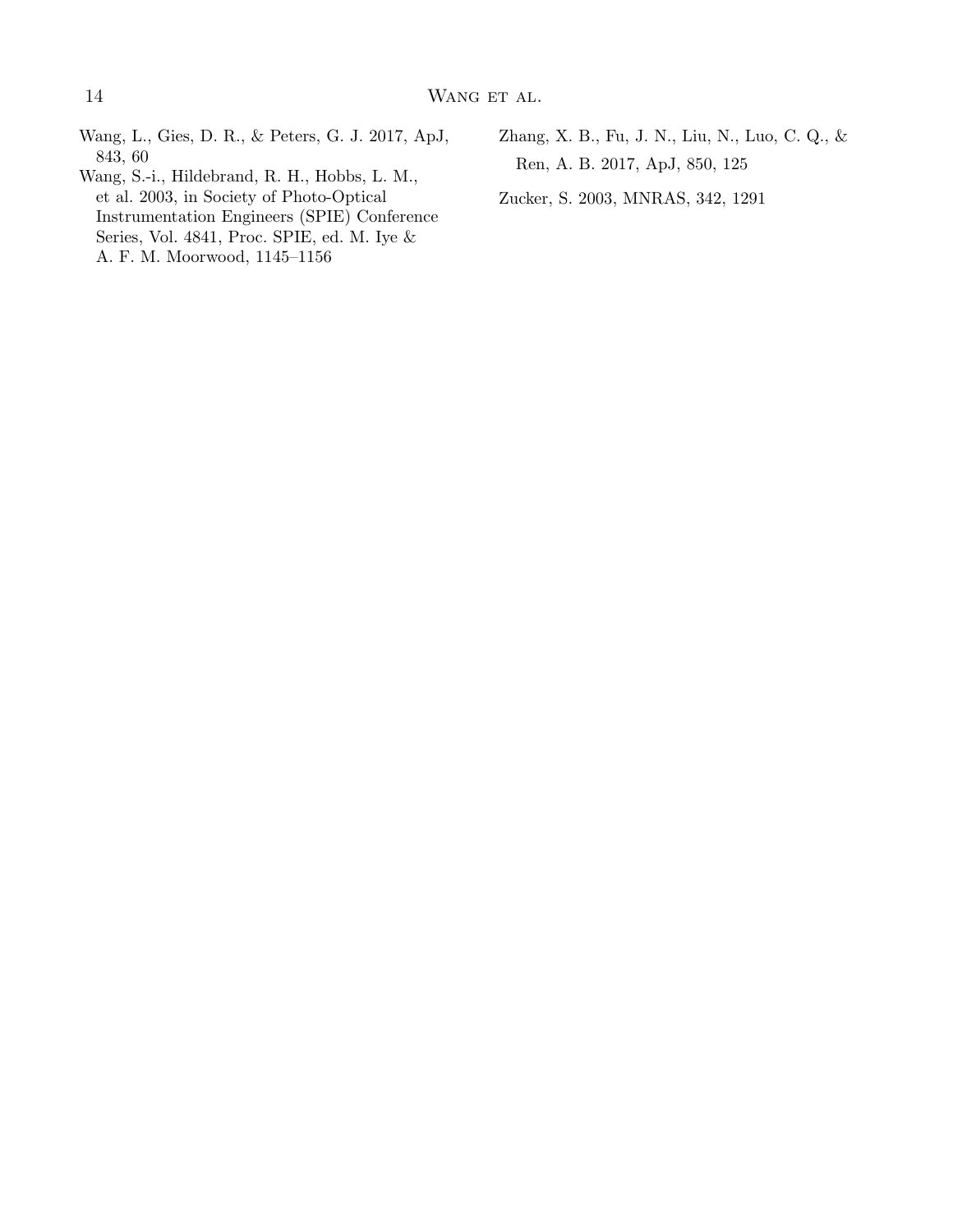Wang, L., Gies, D. R., & Peters, G. J. 2017, ApJ, 843, 60

Wang, S.-i., Hildebrand, R. H., Hobbs, L. M., et al. 2003, in Society of Photo-Optical Instrumentation Engineers (SPIE) Conference Series, Vol. 4841, Proc. SPIE, ed. M. Iye & A. F. M. Moorwood, 1145–1156

Zhang, X. B., Fu, J. N., Liu, N., Luo, C. Q., & Ren, A. B. 2017, ApJ, 850, 125

Zucker, S. 2003, MNRAS, 342, 1291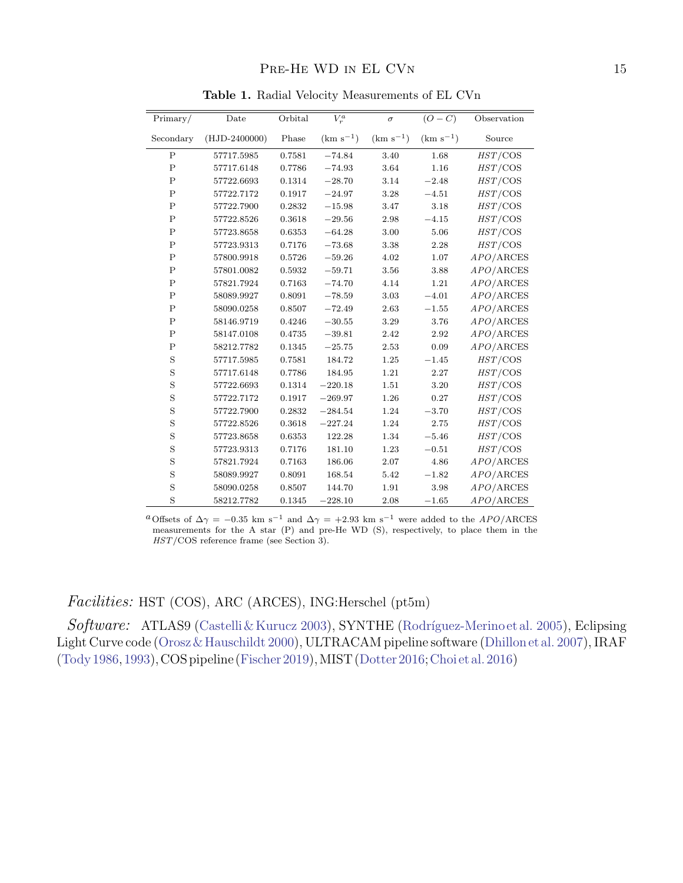**Table 1.** Radial Velocity Measurements of EL CVn

| Primary/ Secondary | Date (HJD-2400000) | Orbital Phase | $V_r^a$ (km s$^{-1}$) | $\sigma$ (km s$^{-1}$) | $(O-C)$ (km s$^{-1}$) | Observation Source |
|---|---|---|---|---|---|---|
| P | 57717.5985 | 0.7581 | $-74.84$ | 3.40 | 1.68 | *HST*/COS |
| P | 57717.6148 | 0.7786 | $-74.93$ | 3.64 | 1.16 | *HST*/COS |
| P | 57722.6693 | 0.1314 | $-28.70$ | 3.14 | $-2.48$ | *HST*/COS |
| P | 57722.7172 | 0.1917 | $-24.97$ | 3.28 | $-4.51$ | *HST*/COS |
| P | 57722.7900 | 0.2832 | $-15.98$ | 3.47 | 3.18 | *HST*/COS |
| P | 57722.8526 | 0.3618 | $-29.56$ | 2.98 | $-4.15$ | *HST*/COS |
| P | 57723.8658 | 0.6353 | $-64.28$ | 3.00 | 5.06 | *HST*/COS |
| P | 57723.9313 | 0.7176 | $-73.68$ | 3.38 | 2.28 | *HST*/COS |
| P | 57800.9918 | 0.5726 | $-59.26$ | 4.02 | 1.07 | *APO*/ARCES |
| P | 57801.0082 | 0.5932 | $-59.71$ | 3.56 | 3.88 | *APO*/ARCES |
| P | 57821.7924 | 0.7163 | $-74.70$ | 4.14 | 1.21 | *APO*/ARCES |
| P | 58089.9927 | 0.8091 | $-78.59$ | 3.03 | $-4.01$ | *APO*/ARCES |
| P | 58090.0258 | 0.8507 | $-72.49$ | 2.63 | $-1.55$ | *APO*/ARCES |
| P | 58146.9719 | 0.4246 | $-30.55$ | 3.29 | 3.76 | *APO*/ARCES |
| P | 58147.0108 | 0.4735 | $-39.81$ | 2.42 | 2.92 | *APO*/ARCES |
| P | 58212.7782 | 0.1345 | $-25.75$ | 2.53 | 0.09 | *APO*/ARCES |
| S | 57717.5985 | 0.7581 | 184.72 | 1.25 | $-1.45$ | *HST*/COS |
| S | 57717.6148 | 0.7786 | 184.95 | 1.21 | 2.27 | *HST*/COS |
| S | 57722.6693 | 0.1314 | $-220.18$ | 1.51 | 3.20 | *HST*/COS |
| S | 57722.7172 | 0.1917 | $-269.97$ | 1.26 | 0.27 | *HST*/COS |
| S | 57722.7900 | 0.2832 | $-284.54$ | 1.24 | $-3.70$ | *HST*/COS |
| S | 57722.8526 | 0.3618 | $-227.24$ | 1.24 | 2.75 | *HST*/COS |
| S | 57723.8658 | 0.6353 | 122.28 | 1.34 | $-5.46$ | *HST*/COS |
| S | 57723.9313 | 0.7176 | 181.10 | 1.23 | $-0.51$ | *HST*/COS |
| S | 57821.7924 | 0.7163 | 186.06 | 2.07 | 4.86 | *APO*/ARCES |
| S | 58089.9927 | 0.8091 | 168.54 | 5.42 | $-1.82$ | *APO*/ARCES |
| S | 58090.0258 | 0.8507 | 144.70 | 1.91 | 3.98 | *APO*/ARCES |
| S | 58212.7782 | 0.1345 | $-228.10$ | 2.08 | $-1.65$ | *APO*/ARCES |

[a] Offsets of $\Delta\gamma = -0.35$ km s$^{-1}$ and $\Delta\gamma = +2.93$ km s$^{-1}$ were added to the *APO*/ARCES measurements for the A star (P) and pre-He WD (S), respectively, to place them in the *HST*/COS reference frame (see Section 3).

*Facilities:* HST (COS), ARC (ARCES), ING:Herschel (pt5m)

*Software:* ATLAS9 (Castelli & Kurucz 2003), SYNTHE (Rodríguez-Merino et al. 2005), Eclipsing Light Curve code (Orosz & Hauschildt 2000), ULTRACAM pipeline software (Dhillon et al. 2007), IRAF (Tody 1986, 1993), COS pipeline (Fischer 2019), MIST (Dotter 2016; Choi et al. 2016)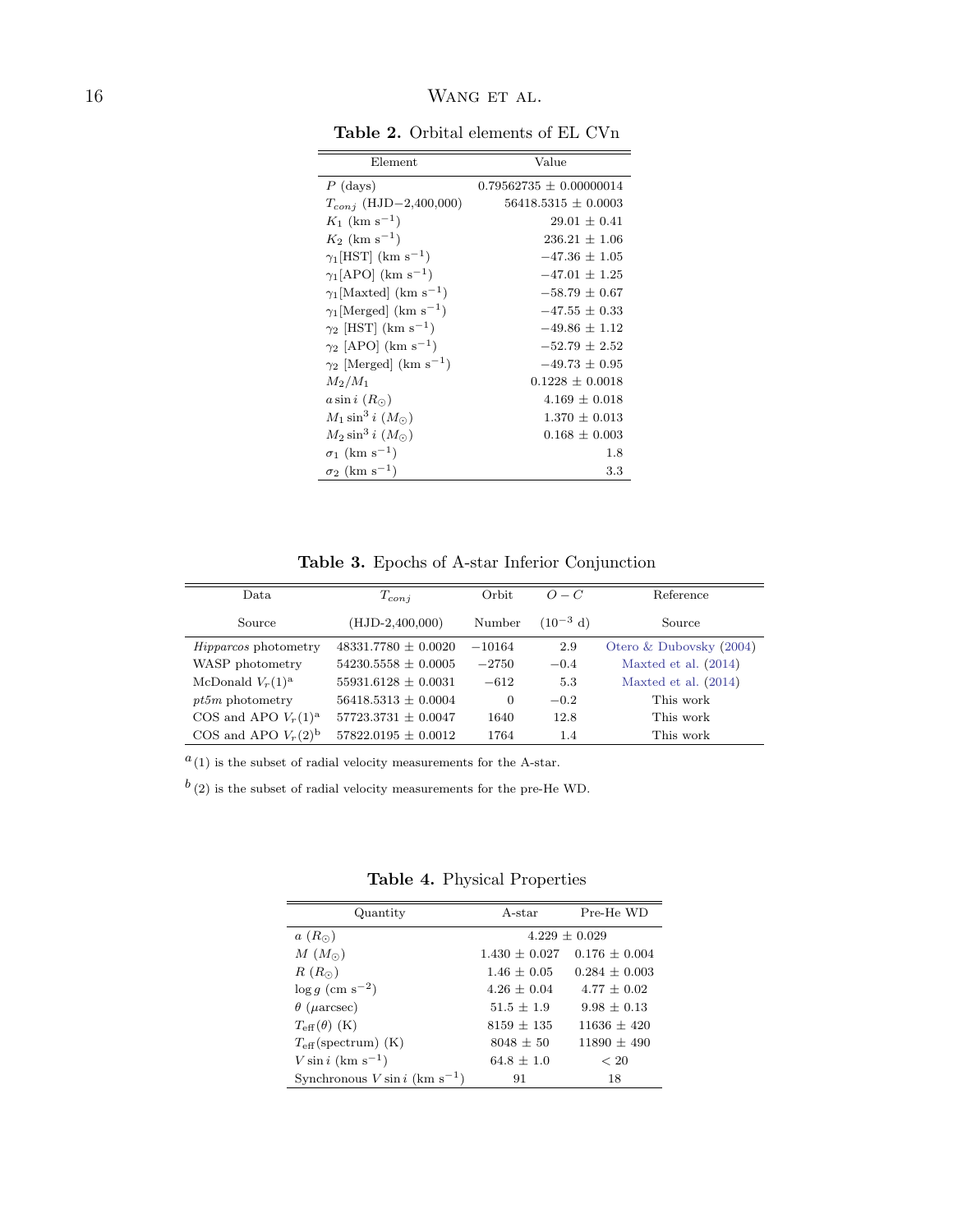**Table 2.** Orbital elements of EL CVn

| Element | Value |
|---|---|
| $P$ (days) | $0.79562735 \pm 0.00000014$ |
| $T_{conj}$ (HJD−2,400,000) | $56418.5315 \pm 0.0003$ |
| $K_1$ (km s$^{-1}$) | $29.01 \pm 0.41$ |
| $K_2$ (km s$^{-1}$) | $236.21 \pm 1.06$ |
| $\gamma_1$[HST] (km s$^{-1}$) | $-47.36 \pm 1.05$ |
| $\gamma_1$[APO] (km s$^{-1}$) | $-47.01 \pm 1.25$ |
| $\gamma_1$[Maxted] (km s$^{-1}$) | $-58.79 \pm 0.67$ |
| $\gamma_1$[Merged] (km s$^{-1}$) | $-47.55 \pm 0.33$ |
| $\gamma_2$ [HST] (km s$^{-1}$) | $-49.86 \pm 1.12$ |
| $\gamma_2$ [APO] (km s$^{-1}$) | $-52.79 \pm 2.52$ |
| $\gamma_2$ [Merged] (km s$^{-1}$) | $-49.73 \pm 0.95$ |
| $M_2/M_1$ | $0.1228 \pm 0.0018$ |
| $a \sin i$ ($R_\odot$) | $4.169 \pm 0.018$ |
| $M_1 \sin^3 i$ ($M_\odot$) | $1.370 \pm 0.013$ |
| $M_2 \sin^3 i$ ($M_\odot$) | $0.168 \pm 0.003$ |
| $\sigma_1$ (km s$^{-1}$) | 1.8 |
| $\sigma_2$ (km s$^{-1}$) | 3.3 |

**Table 3.** Epochs of A-star Inferior Conjunction

| Data Source | $T_{conj}$ (HJD-2,400,000) | Orbit Number | $O-C$ ($10^{-3}$ d) | Reference Source |
|---|---|---|---|---|
| *Hipparcos* photometry | $48331.7780 \pm 0.0020$ | −10164 | 2.9 | Otero & Dubovsky (2004) |
| WASP photometry | $54230.5558 \pm 0.0005$ | −2750 | −0.4 | Maxted et al. (2014) |
| McDonald $V_r(1)$[a] | $55931.6128 \pm 0.0031$ | −612 | 5.3 | Maxted et al. (2014) |
| *pt5m* photometry | $56418.5313 \pm 0.0004$ | 0 | −0.2 | This work |
| COS and APO $V_r(1)$[a] | $57723.3731 \pm 0.0047$ | 1640 | 12.8 | This work |
| COS and APO $V_r(2)$[b] | $57822.0195 \pm 0.0012$ | 1764 | 1.4 | This work |

[a] (1) is the subset of radial velocity measurements for the A-star.

[b] (2) is the subset of radial velocity measurements for the pre-He WD.

**Table 4.** Physical Properties

| Quantity | A-star | Pre-He WD |
|---|---|---|
| $a$ ($R_\odot$) | $4.229 \pm 0.029$ | |
| $M$ ($M_\odot$) | $1.430 \pm 0.027$ | $0.176 \pm 0.004$ |
| $R$ ($R_\odot$) | $1.46 \pm 0.05$ | $0.284 \pm 0.003$ |
| $\log g$ (cm s$^{-2}$) | $4.26 \pm 0.04$ | $4.77 \pm 0.02$ |
| $\theta$ ($\mu$arcsec) | $51.5 \pm 1.9$ | $9.98 \pm 0.13$ |
| $T_{\rm eff}(\theta)$ (K) | $8159 \pm 135$ | $11636 \pm 420$ |
| $T_{\rm eff}$(spectrum) (K) | $8048 \pm 50$ | $11890 \pm 490$ |
| $V \sin i$ (km s$^{-1}$) | $64.8 \pm 1.0$ | $< 20$ |
| Synchronous $V \sin i$ (km s$^{-1}$) | 91 | 18 |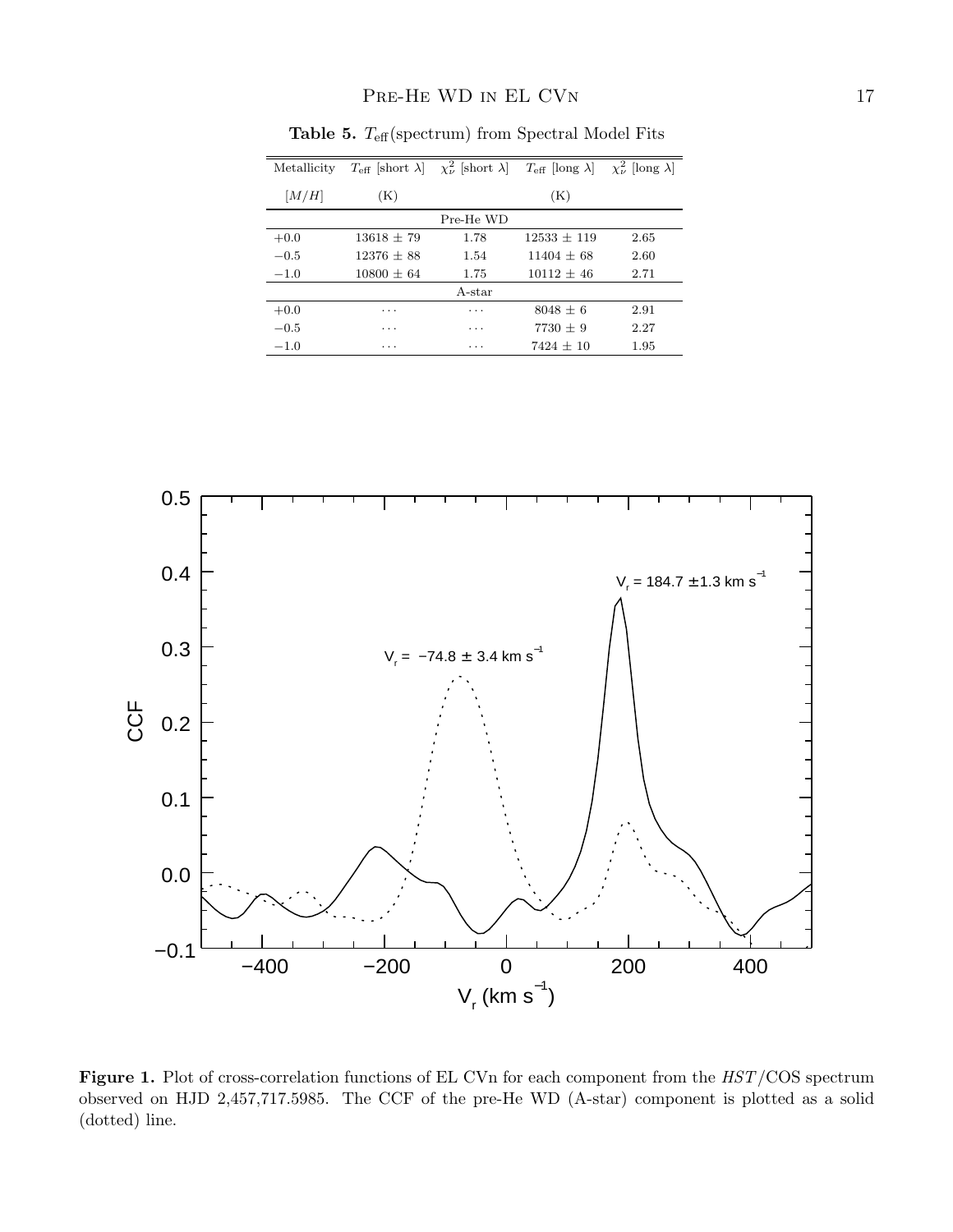**Table 5.** $T_{\rm eff}$(spectrum) from Spectral Model Fits

| Metallicity | $T_{\rm eff}$ [short $\lambda$] | $\chi^2_\nu$ [short $\lambda$] | $T_{\rm eff}$ [long $\lambda$] | $\chi^2_\nu$ [long $\lambda$] |
|---|---|---|---|---|
| $[M/H]$ | (K) | | (K) | |
| Pre-He WD | | | | |
| +0.0 | 13618 ± 79 | 1.78 | 12533 ± 119 | 2.65 |
| −0.5 | 12376 ± 88 | 1.54 | 11404 ± 68 | 2.60 |
| −1.0 | 10800 ± 64 | 1.75 | 10112 ± 46 | 2.71 |
| A-star | | | | |
| +0.0 | ... | ... | 8048 ± 6 | 2.91 |
| −0.5 | ... | ... | 7730 ± 9 | 2.27 |
| −1.0 | ... | ... | 7424 ± 10 | 1.95 |

**Figure 1.** Plot of cross-correlation functions of EL CVn for each component from the *HST*/COS spectrum observed on HJD 2,457,717.5985. The CCF of the pre-He WD (A-star) component is plotted as a solid (dotted) line.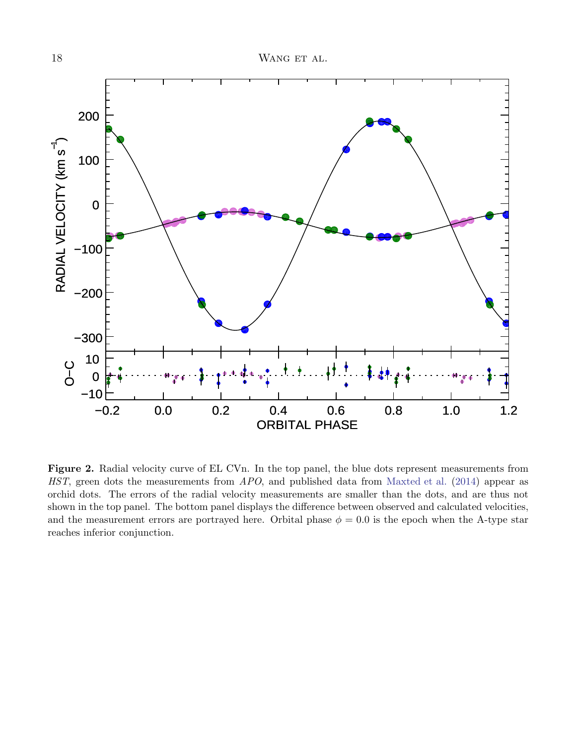**Figure 2.** Radial velocity curve of EL CVn. In the top panel, the blue dots represent measurements from *HST*, green dots the measurements from *APO*, and published data from Maxted et al. (2014) appear as orchid dots. The errors of the radial velocity measurements are smaller than the dots, and are thus not shown in the top panel. The bottom panel displays the difference between observed and calculated velocities, and the measurement errors are portrayed here. Orbital phase $\phi = 0.0$ is the epoch when the A-type star reaches inferior conjunction.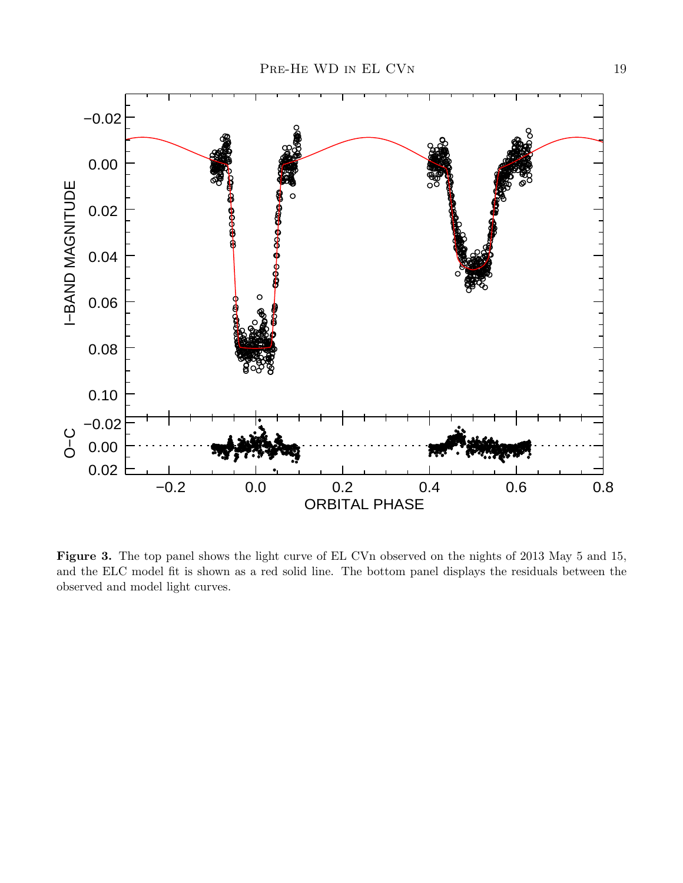**Figure 3.** The top panel shows the light curve of EL CVn observed on the nights of 2013 May 5 and 15, and the ELC model fit is shown as a red solid line. The bottom panel displays the residuals between the observed and model light curves.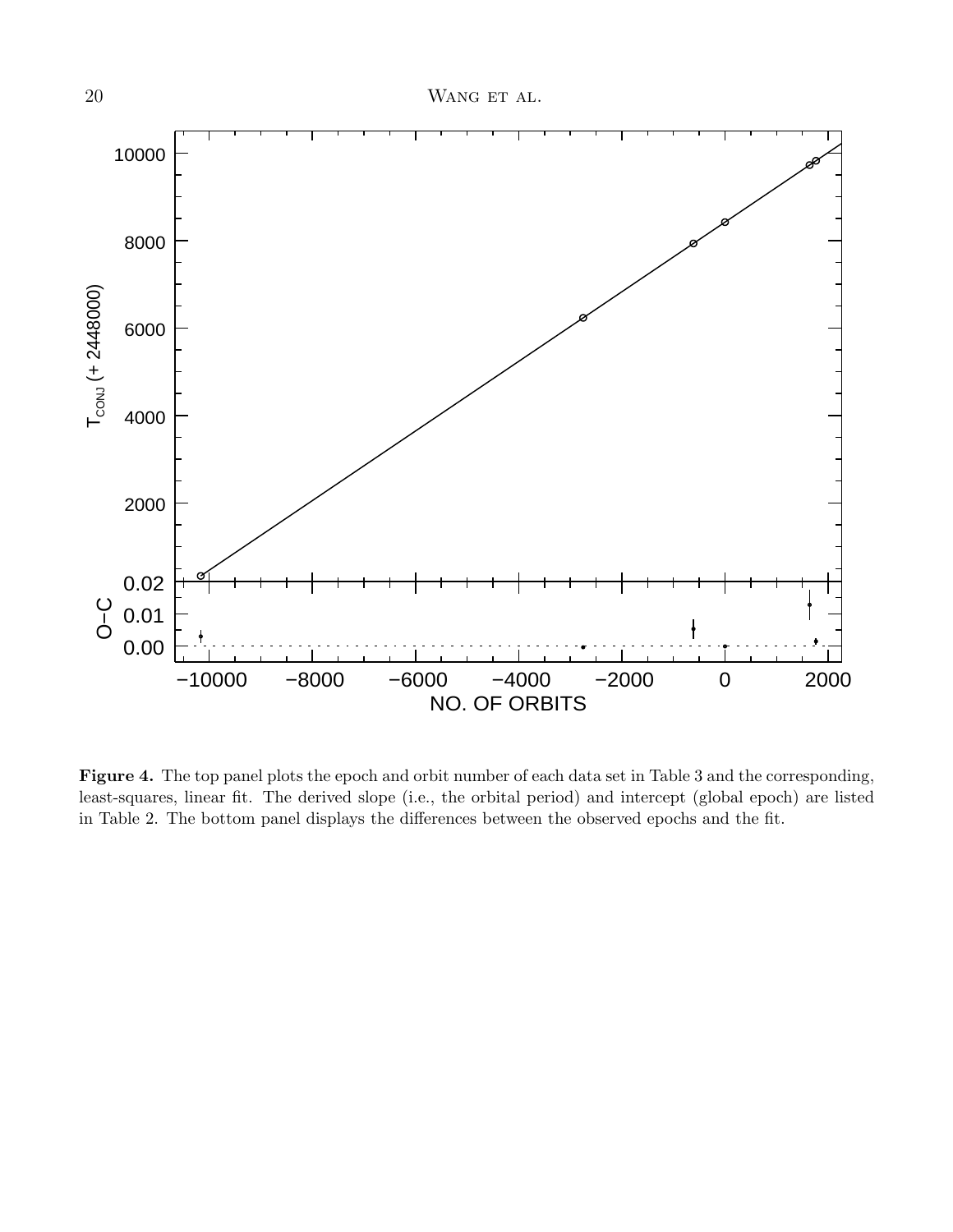**Figure 4.** The top panel plots the epoch and orbit number of each data set in Table 3 and the corresponding, least-squares, linear fit. The derived slope (i.e., the orbital period) and intercept (global epoch) are listed in Table 2. The bottom panel displays the differences between the observed epochs and the fit.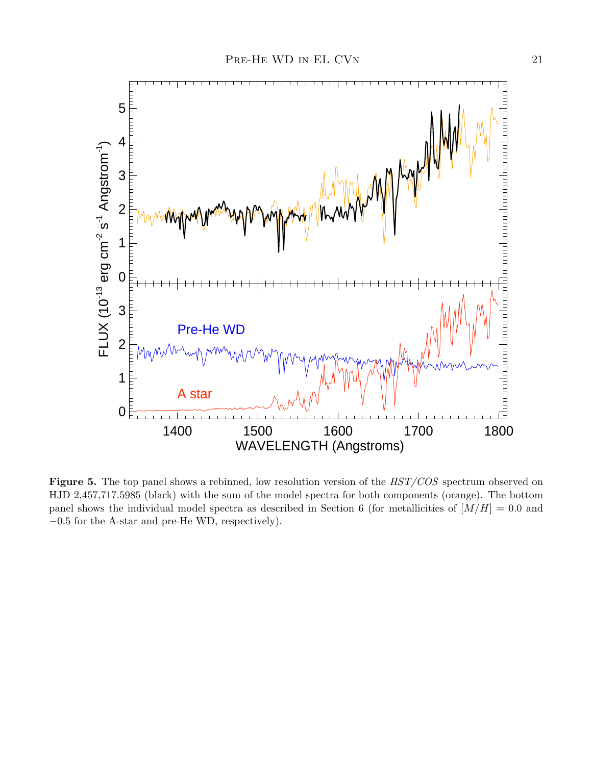**Figure 5.** The top panel shows a rebinned, low resolution version of the *HST/COS* spectrum observed on HJD 2,457,717.5985 (black) with the sum of the model spectra for both components (orange). The bottom panel shows the individual model spectra as described in Section 6 (for metallicities of $[M/H] = 0.0$ and $-0.5$ for the A-star and pre-He WD, respectively).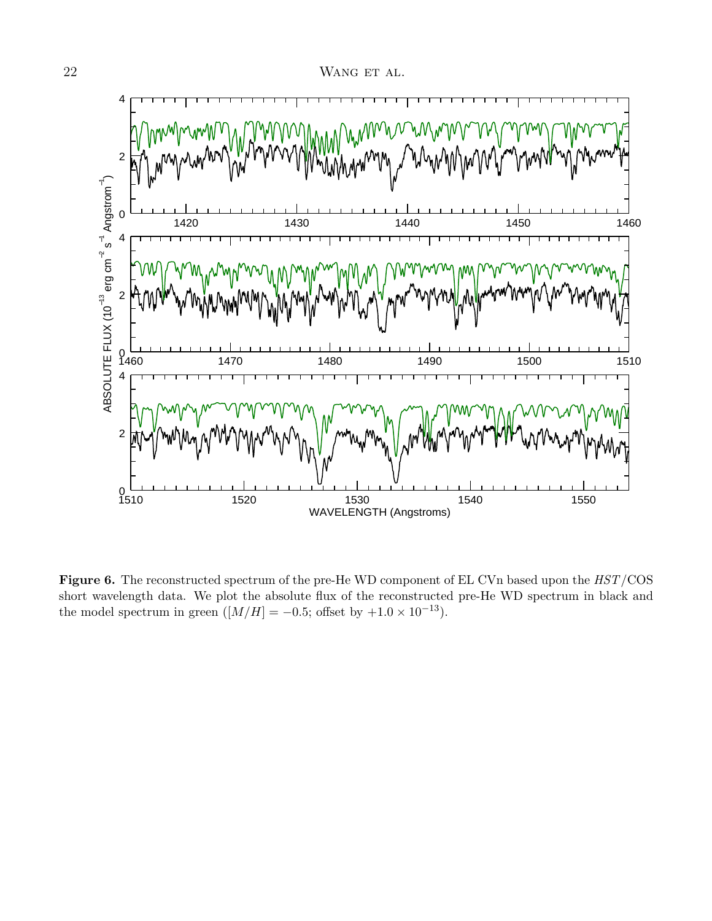**Figure 6.** The reconstructed spectrum of the pre-He WD component of EL CVn based upon the *HST*/COS short wavelength data. We plot the absolute flux of the reconstructed pre-He WD spectrum in black and the model spectrum in green ($[M/H] = -0.5$; offset by $+1.0 \times 10^{-13}$).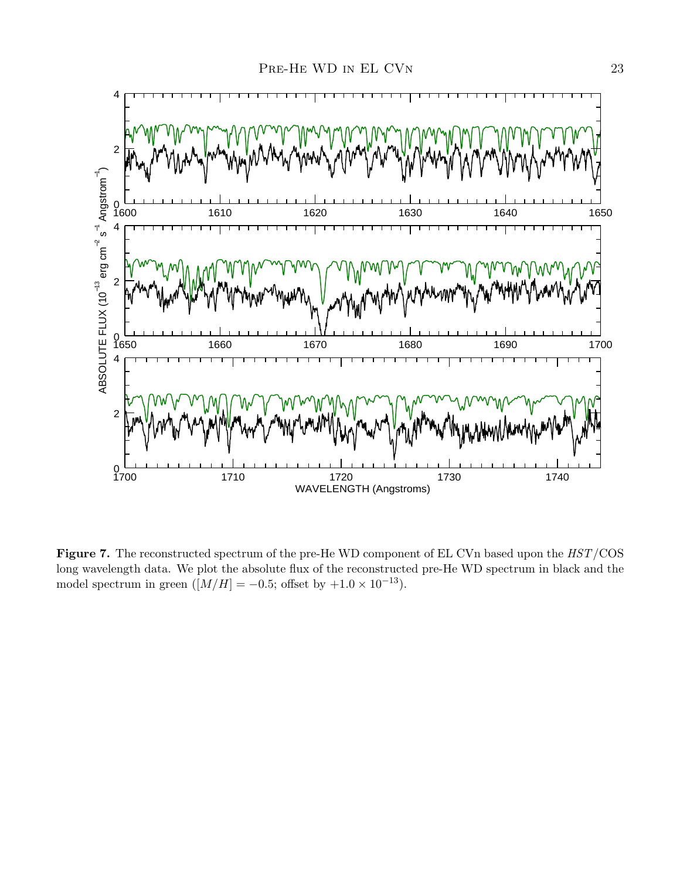**Figure 7.** The reconstructed spectrum of the pre-He WD component of EL CVn based upon the *HST*/COS long wavelength data. We plot the absolute flux of the reconstructed pre-He WD spectrum in black and the model spectrum in green ($[M/H] = -0.5$; offset by $+1.0 \times 10^{-13}$).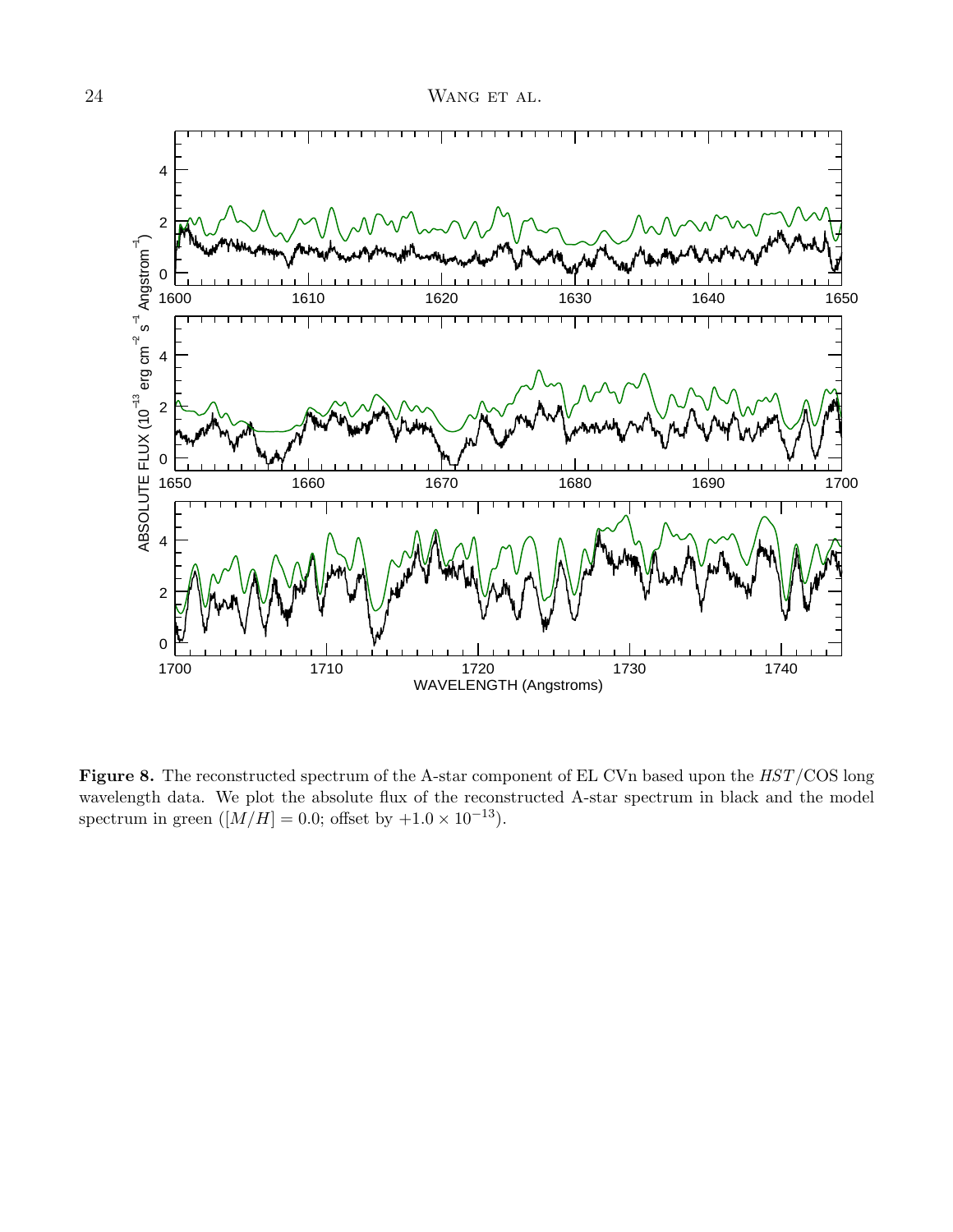**Figure 8.** The reconstructed spectrum of the A-star component of EL CVn based upon the *HST*/COS long wavelength data. We plot the absolute flux of the reconstructed A-star spectrum in black and the model spectrum in green ($[M/H] = 0.0$; offset by $+1.0 \times 10^{-13}$).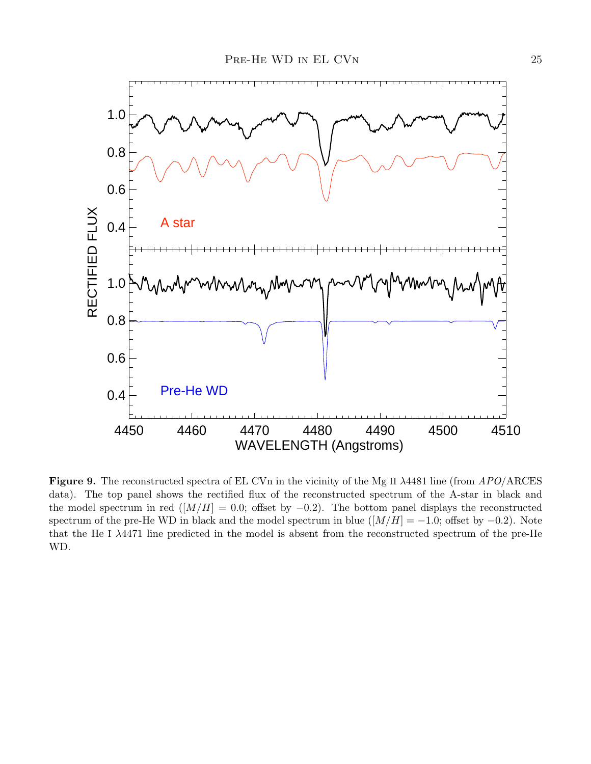**Figure 9.** The reconstructed spectra of EL CVn in the vicinity of the Mg II $\lambda 4481$ line (from *APO*/ARCES data). The top panel shows the rectified flux of the reconstructed spectrum of the A-star in black and the model spectrum in red ($[M/H] = 0.0$; offset by $-0.2$). The bottom panel displays the reconstructed spectrum of the pre-He WD in black and the model spectrum in blue ($[M/H] = -1.0$; offset by $-0.2$). Note that the He I $\lambda 4471$ line predicted in the model is absent from the reconstructed spectrum of the pre-He WD.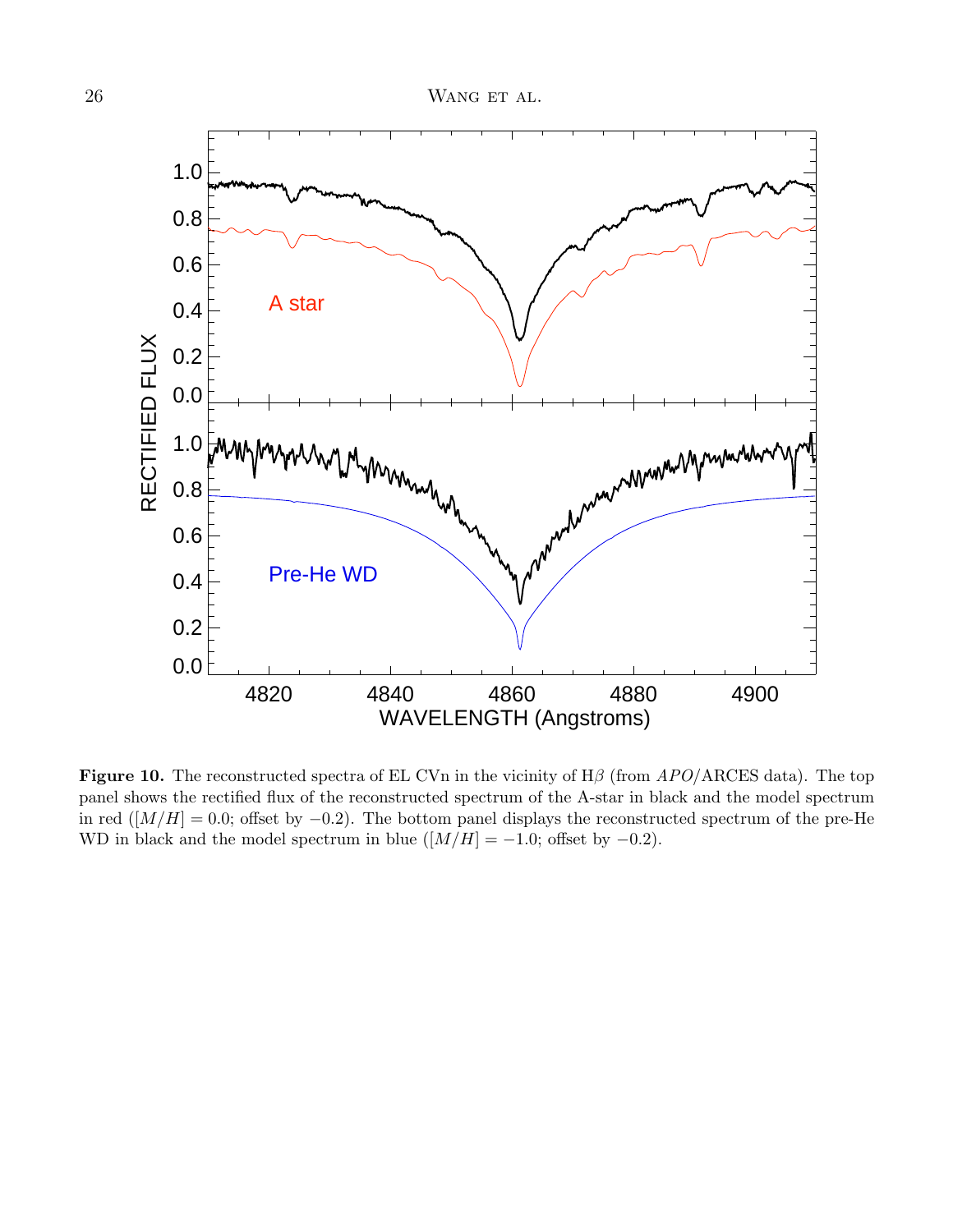**Figure 10.** The reconstructed spectra of EL CVn in the vicinity of H$\beta$ (from *APO*/ARCES data). The top panel shows the rectified flux of the reconstructed spectrum of the A-star in black and the model spectrum in red ($[M/H] = 0.0$; offset by $-0.2$). The bottom panel displays the reconstructed spectrum of the pre-He WD in black and the model spectrum in blue ($[M/H] = -1.0$; offset by $-0.2$).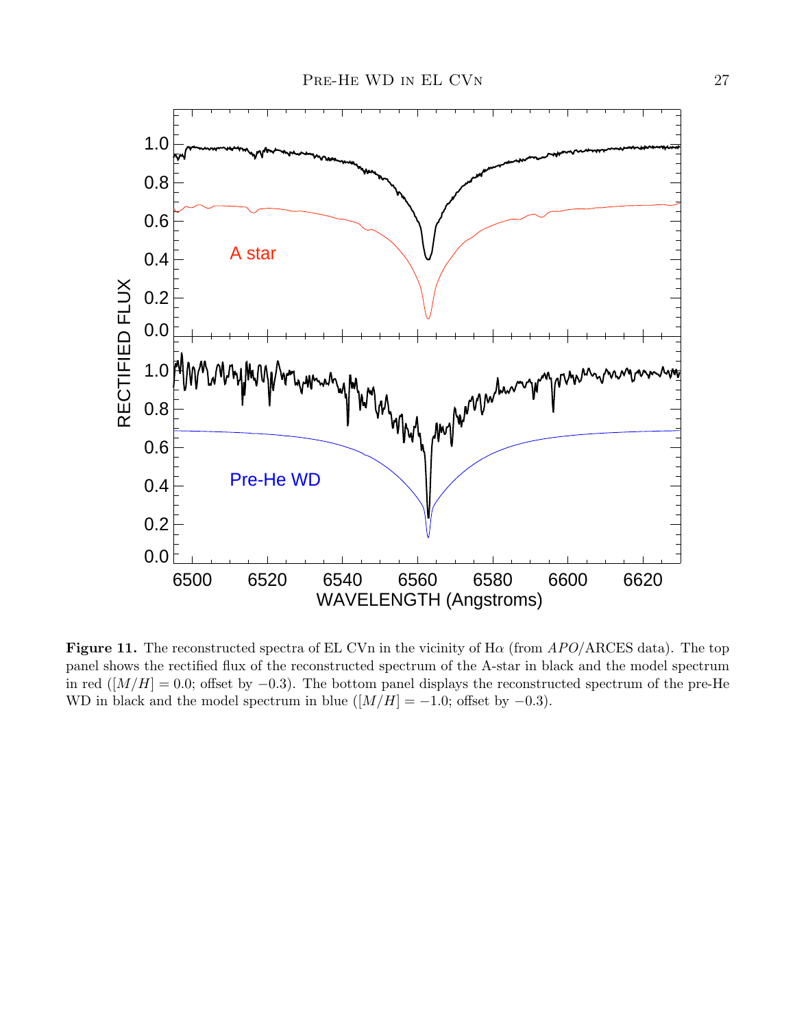**Figure 11.** The reconstructed spectra of EL CVn in the vicinity of H$\alpha$ (from *APO*/ARCES data). The top panel shows the rectified flux of the reconstructed spectrum of the A-star in black and the model spectrum in red ($[M/H] = 0.0$; offset by $-0.3$). The bottom panel displays the reconstructed spectrum of the pre-He WD in black and the model spectrum in blue ($[M/H] = -1.0$; offset by $-0.3$).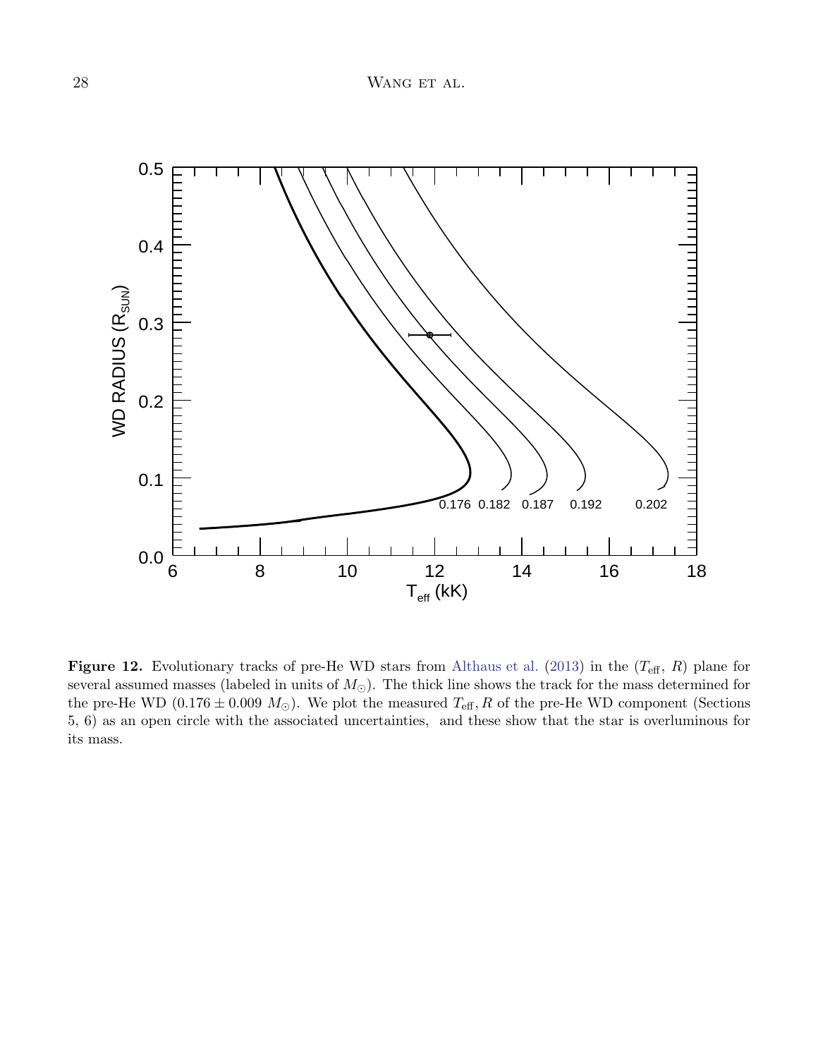WD RADIUS ($R_{SUN}$)

0.5
0.4
0.3
0.2
0.1
0.0

6
8
10
12
14
16
18

$T_{eff}$ (kK)

0.176 0.182 0.187 0.192 0.202

**Figure 12.** Evolutionary tracks of pre-He WD stars from Althaus et al. (2013) in the ($T_{\rm eff}$, $R$) plane for several assumed masses (labeled in units of $M_{\odot}$). The thick line shows the track for the mass determined for the pre-He WD ($0.176 \pm 0.009$ $M_{\odot}$). We plot the measured $T_{\rm eff}, R$ of the pre-He WD component (Sections 5, 6) as an open circle with the associated uncertainties, and these show that the star is overluminous for its mass.